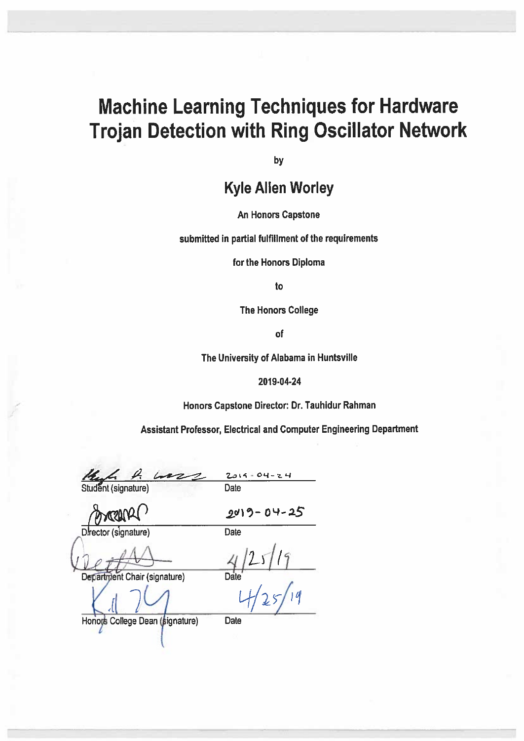# Machine Learning Techniques for Hardware Trojan Detection with Ring Oscillator Network

by

## Kyle Allen Worley

An Honors Capstone

submitted in partial fulfillment of the requirements

for the Honors Diploma

to

The Honors College

of

The University of Alabama in Huntsville

2019-04-24

Honors Capstone Director: Dr. Tauhidur Rahman

Assistant Professor, Electrical and Computer Engineering Department

| | |
|---|---|
| Kyle A. Worley | 2019-04-24 |
| Student (signature) | Date |
| | 2019-04-25 |
| Director (signature) | Date |
| | 4/25/19 |
| Department Chair (signature) | Date |
| | 4/25/19 |
| Honors College Dean (signature) | Date |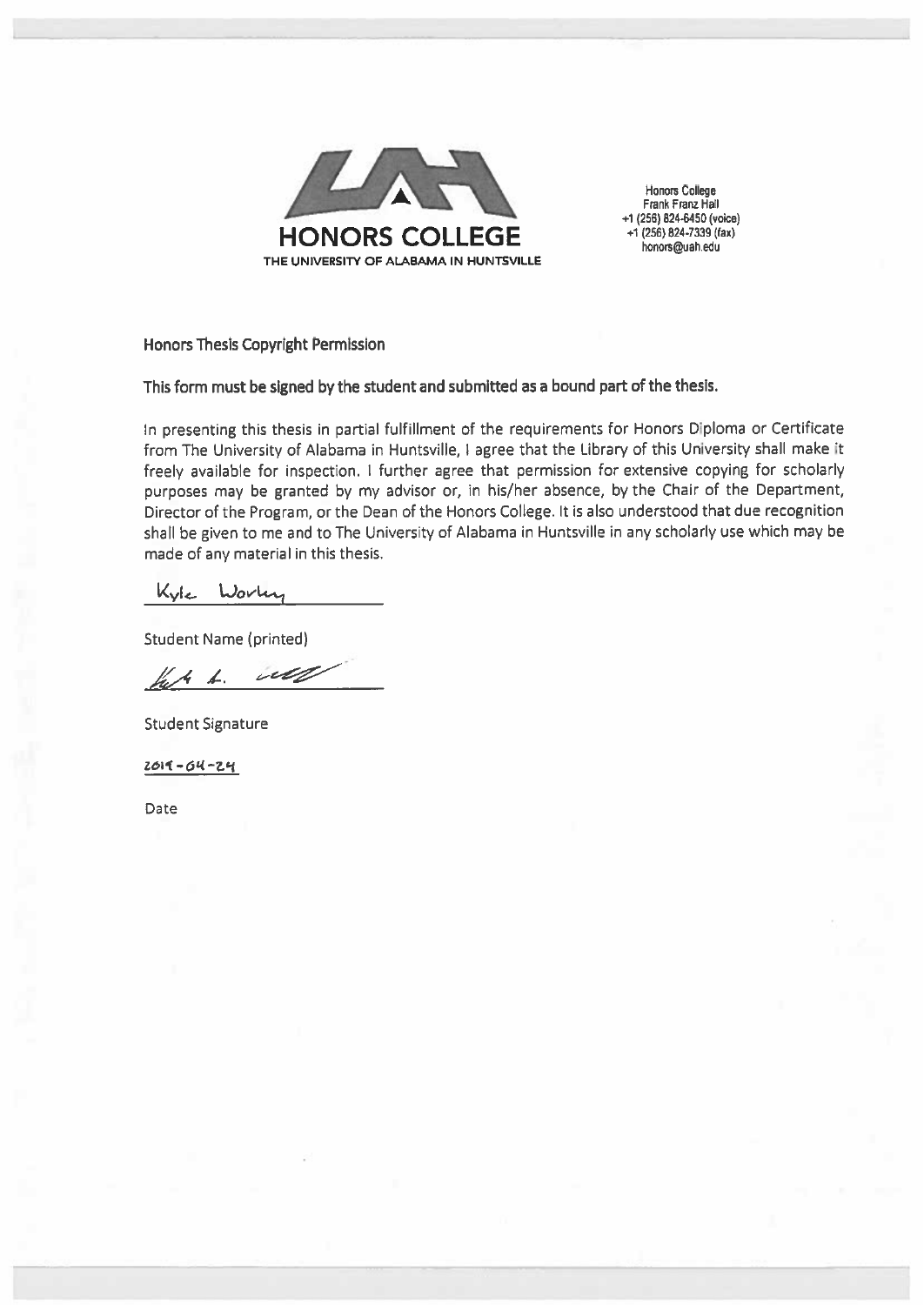HONORS COLLEGE
THE UNIVERSITY OF ALABAMA IN HUNTSVILLE

Honors College
Frank Franz Hall
+1 (256) 824-6450 (voice)
+1 (256) 824-7339 (fax)
honors@uah.edu

**Honors Thesis Copyright Permission**

**This form must be signed by the student and submitted as a bound part of the thesis.**

In presenting this thesis in partial fulfillment of the requirements for Honors Diploma or Certificate from The University of Alabama in Huntsville, I agree that the Library of this University shall make it freely available for inspection. I further agree that permission for extensive copying for scholarly purposes may be granted by my advisor or, in his/her absence, by the Chair of the Department, Director of the Program, or the Dean of the Honors College. It is also understood that due recognition shall be given to me and to The University of Alabama in Huntsville in any scholarly use which may be made of any material in this thesis.

Kyle Worley

Student Name (printed)

Kyle L. Worley

Student Signature

2019-04-24

Date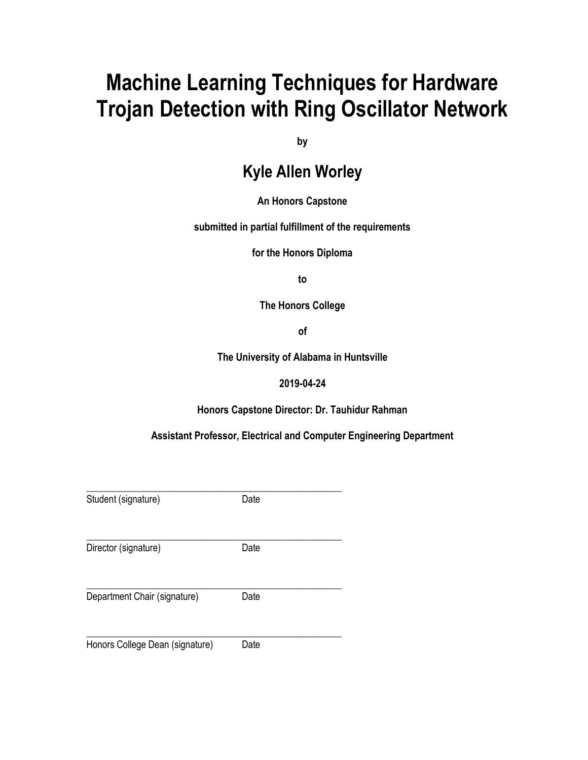# Machine Learning Techniques for Hardware Trojan Detection with Ring Oscillator Network

**by**

## Kyle Allen Worley

**An Honors Capstone**

**submitted in partial fulfillment of the requirements**

**for the Honors Diploma**

**to**

**The Honors College**

**of**

**The University of Alabama in Huntsville**

**2019-04-24**

**Honors Capstone Director: Dr. Tauhidur Rahman**

**Assistant Professor, Electrical and Computer Engineering Department**

\_\_\_\_\_\_\_\_\_\_\_\_\_\_\_\_\_\_\_\_\_\_\_\_\_\_\_\_\_\_\_\_\_\_\_\_\_\_\_\_\_\_\_\_\_\_\_\_
Student (signature) Date

\_\_\_\_\_\_\_\_\_\_\_\_\_\_\_\_\_\_\_\_\_\_\_\_\_\_\_\_\_\_\_\_\_\_\_\_\_\_\_\_\_\_\_\_\_\_\_\_
Director (signature) Date

\_\_\_\_\_\_\_\_\_\_\_\_\_\_\_\_\_\_\_\_\_\_\_\_\_\_\_\_\_\_\_\_\_\_\_\_\_\_\_\_\_\_\_\_\_\_\_\_
Department Chair (signature) Date

\_\_\_\_\_\_\_\_\_\_\_\_\_\_\_\_\_\_\_\_\_\_\_\_\_\_\_\_\_\_\_\_\_\_\_\_\_\_\_\_\_\_\_\_\_\_\_\_
Honors College Dean (signature) Date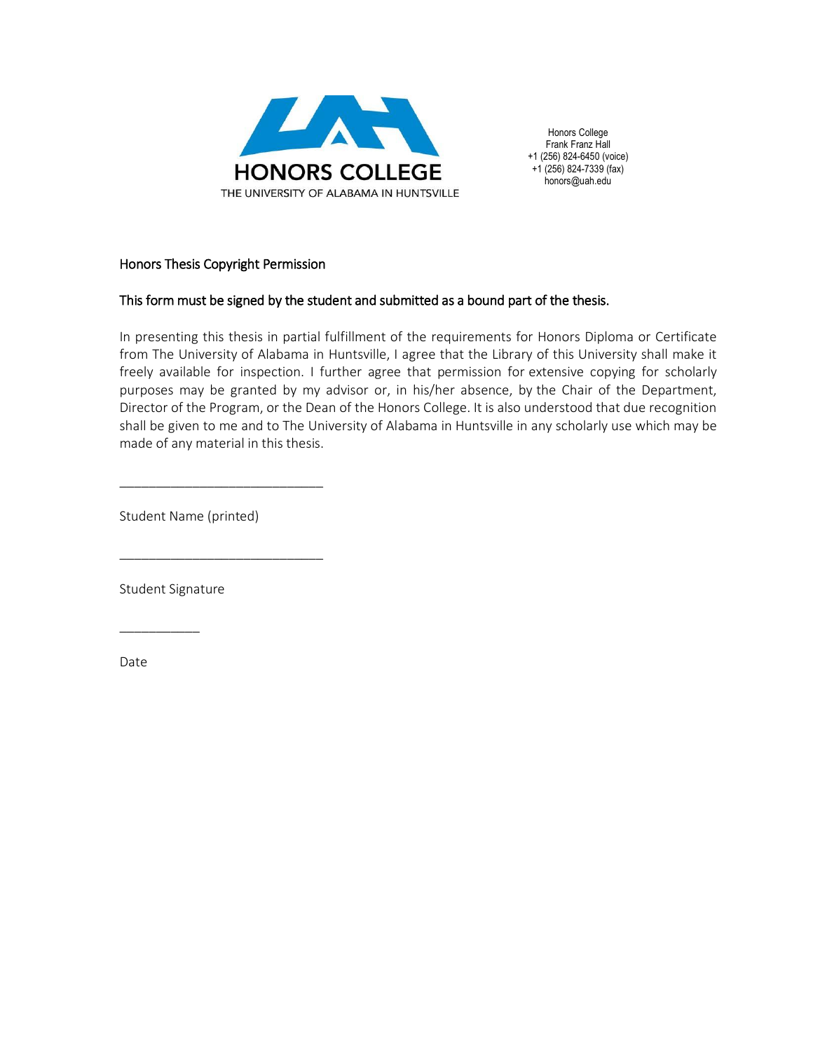HONORS COLLEGE
THE UNIVERSITY OF ALABAMA IN HUNTSVILLE

Honors College
Frank Franz Hall
+1 (256) 824-6450 (voice)
+1 (256) 824-7339 (fax)
honors@uah.edu

## Honors Thesis Copyright Permission

**This form must be signed by the student and submitted as a bound part of the thesis.**

In presenting this thesis in partial fulfillment of the requirements for Honors Diploma or Certificate from The University of Alabama in Huntsville, I agree that the Library of this University shall make it freely available for inspection. I further agree that permission for extensive copying for scholarly purposes may be granted by my advisor or, in his/her absence, by the Chair of the Department, Director of the Program, or the Dean of the Honors College. It is also understood that due recognition shall be given to me and to The University of Alabama in Huntsville in any scholarly use which may be made of any material in this thesis.

____________________________

Student Name (printed)

____________________________

Student Signature

___________

Date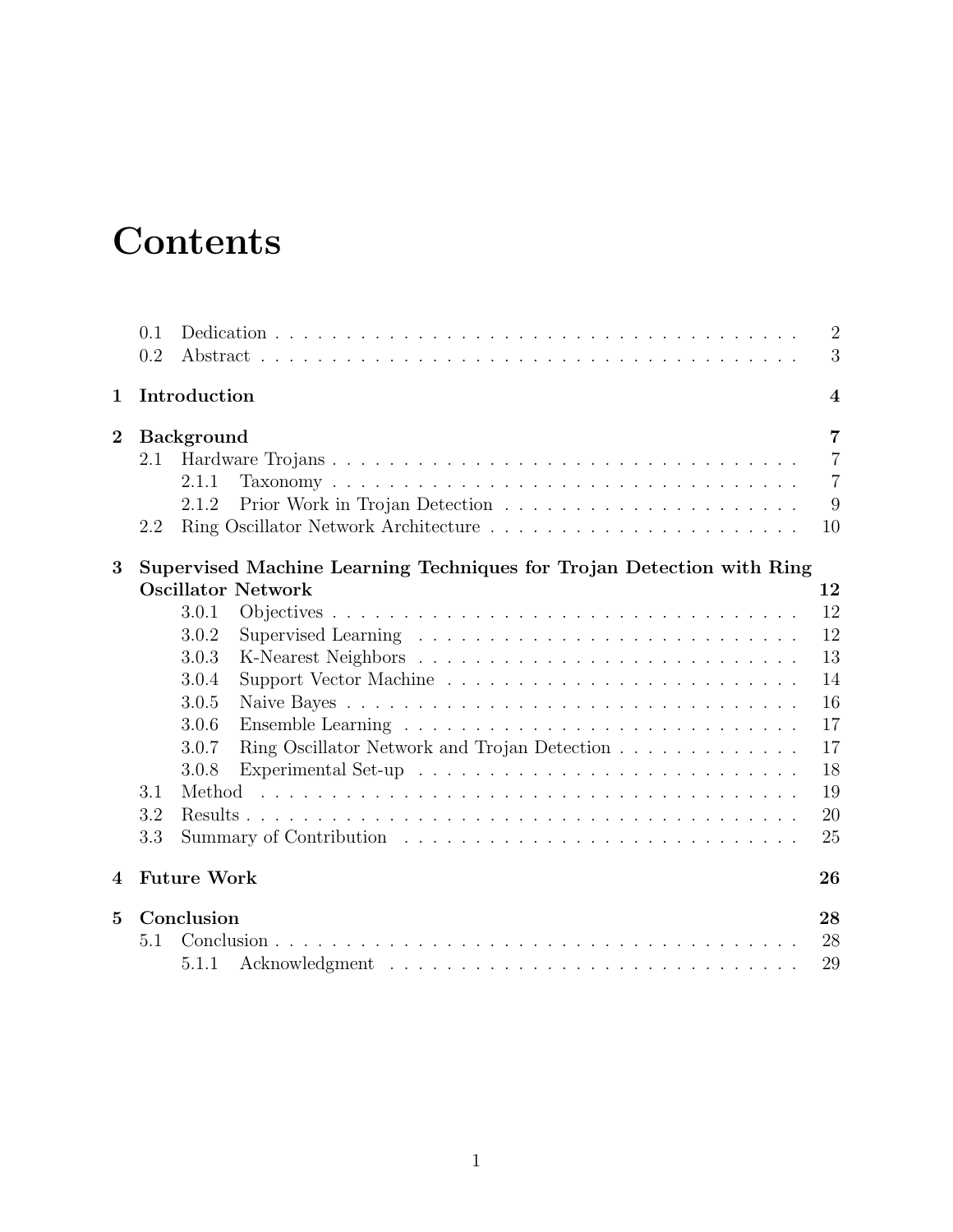# Contents

- 0.1 Dedication . . . . . . . . . . 2
- 0.2 Abstract . . . . . . . . . . 3

**1 Introduction** **4**

**2 Background** **7**

- 2.1 Hardware Trojans . . . . . . . . . . 7
  - 2.1.1 Taxonomy . . . . . . . . . . 7
  - 2.1.2 Prior Work in Trojan Detection . . . . . . . . . . 9
- 2.2 Ring Oscillator Network Architecture . . . . . . . . . . 10

**3 Supervised Machine Learning Techniques for Trojan Detection with Ring Oscillator Network** **12**

- 3.0.1 Objectives . . . . . . . . . . 12
- 3.0.2 Supervised Learning . . . . . . . . . . 12
- 3.0.3 K-Nearest Neighbors . . . . . . . . . . 13
- 3.0.4 Support Vector Machine . . . . . . . . . . 14
- 3.0.5 Naive Bayes . . . . . . . . . . 16
- 3.0.6 Ensemble Learning . . . . . . . . . . 17
- 3.0.7 Ring Oscillator Network and Trojan Detection . . . . . . . . . . 17
- 3.0.8 Experimental Set-up . . . . . . . . . . 18
- 3.1 Method . . . . . . . . . . 19
- 3.2 Results . . . . . . . . . . 20
- 3.3 Summary of Contribution . . . . . . . . . . 25

**4 Future Work** **26**

**5 Conclusion** **28**

- 5.1 Conclusion . . . . . . . . . . 28
  - 5.1.1 Acknowledgment . . . . . . . . . . 29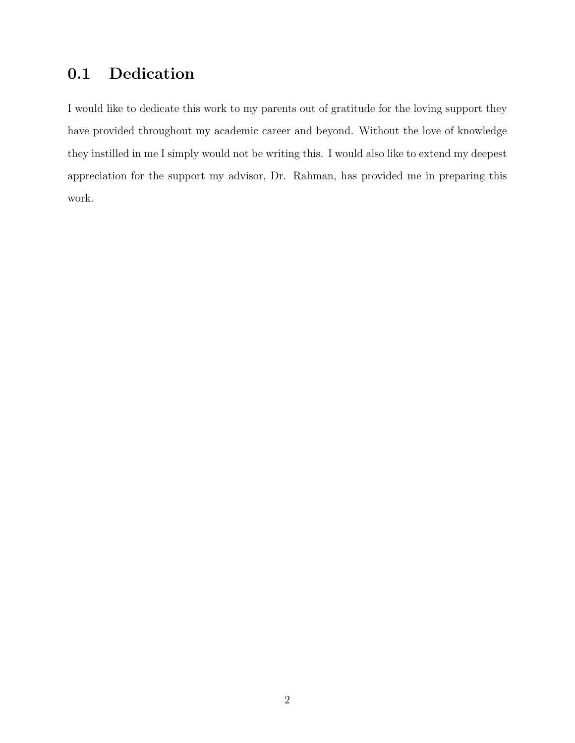## 0.1 Dedication

I would like to dedicate this work to my parents out of gratitude for the loving support they have provided throughout my academic career and beyond. Without the love of knowledge they instilled in me I simply would not be writing this. I would also like to extend my deepest appreciation for the support my advisor, Dr. Rahman, has provided me in preparing this work.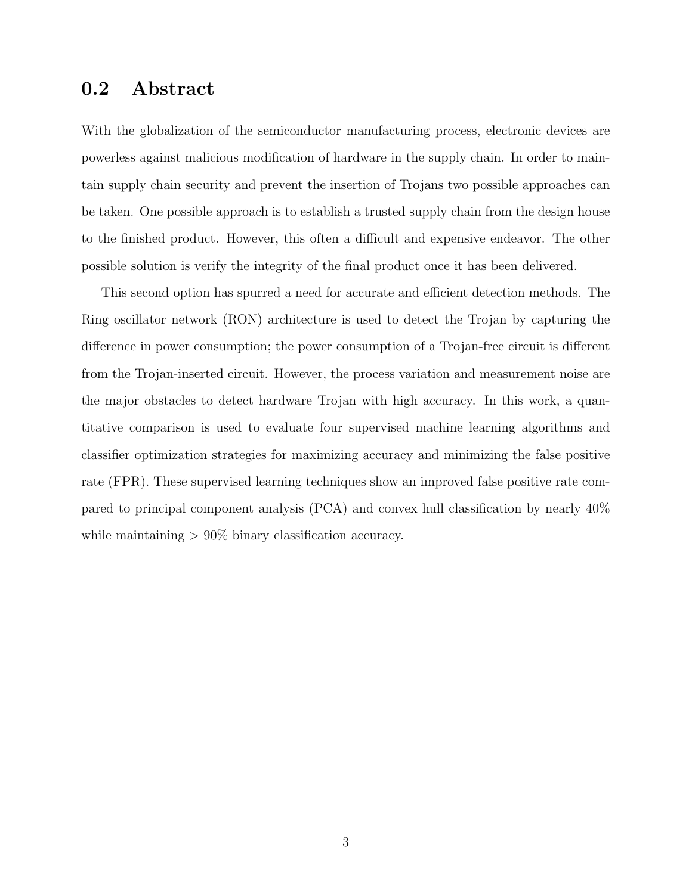## 0.2 Abstract

With the globalization of the semiconductor manufacturing process, electronic devices are powerless against malicious modification of hardware in the supply chain. In order to maintain supply chain security and prevent the insertion of Trojans two possible approaches can be taken. One possible approach is to establish a trusted supply chain from the design house to the finished product. However, this often a difficult and expensive endeavor. The other possible solution is verify the integrity of the final product once it has been delivered.

This second option has spurred a need for accurate and efficient detection methods. The Ring oscillator network (RON) architecture is used to detect the Trojan by capturing the difference in power consumption; the power consumption of a Trojan-free circuit is different from the Trojan-inserted circuit. However, the process variation and measurement noise are the major obstacles to detect hardware Trojan with high accuracy. In this work, a quantitative comparison is used to evaluate four supervised machine learning algorithms and classifier optimization strategies for maximizing accuracy and minimizing the false positive rate (FPR). These supervised learning techniques show an improved false positive rate compared to principal component analysis (PCA) and convex hull classification by nearly 40% while maintaining > 90% binary classification accuracy.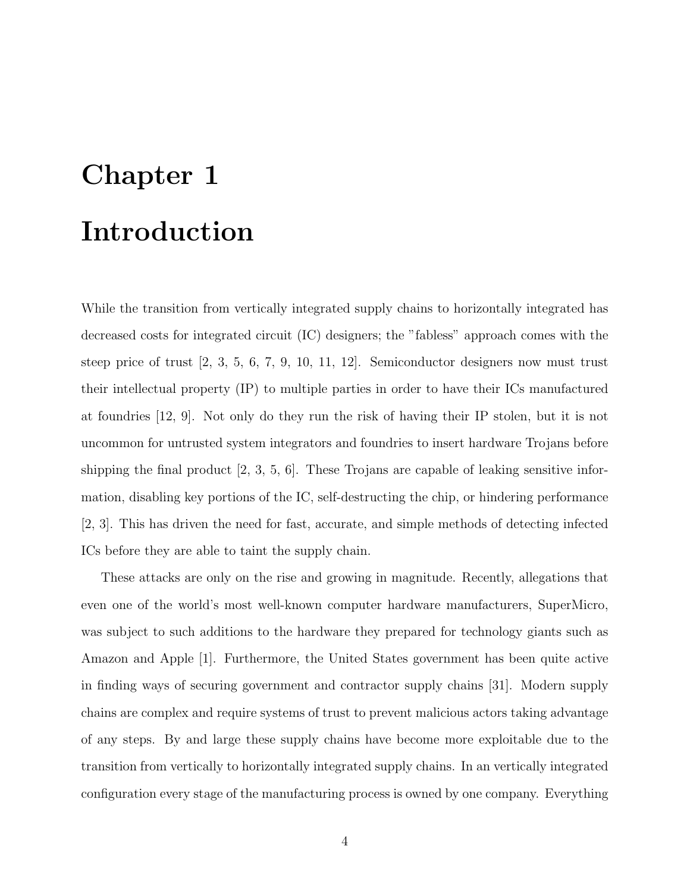# Chapter 1

# Introduction

While the transition from vertically integrated supply chains to horizontally integrated has decreased costs for integrated circuit (IC) designers; the ”fabless” approach comes with the steep price of trust [2, 3, 5, 6, 7, 9, 10, 11, 12]. Semiconductor designers now must trust their intellectual property (IP) to multiple parties in order to have their ICs manufactured at foundries [12, 9]. Not only do they run the risk of having their IP stolen, but it is not uncommon for untrusted system integrators and foundries to insert hardware Trojans before shipping the final product [2, 3, 5, 6]. These Trojans are capable of leaking sensitive information, disabling key portions of the IC, self-destructing the chip, or hindering performance [2, 3]. This has driven the need for fast, accurate, and simple methods of detecting infected ICs before they are able to taint the supply chain.

These attacks are only on the rise and growing in magnitude. Recently, allegations that even one of the world's most well-known computer hardware manufacturers, SuperMicro, was subject to such additions to the hardware they prepared for technology giants such as Amazon and Apple [1]. Furthermore, the United States government has been quite active in finding ways of securing government and contractor supply chains [31]. Modern supply chains are complex and require systems of trust to prevent malicious actors taking advantage of any steps. By and large these supply chains have become more exploitable due to the transition from vertically to horizontally integrated supply chains. In an vertically integrated configuration every stage of the manufacturing process is owned by one company. Everything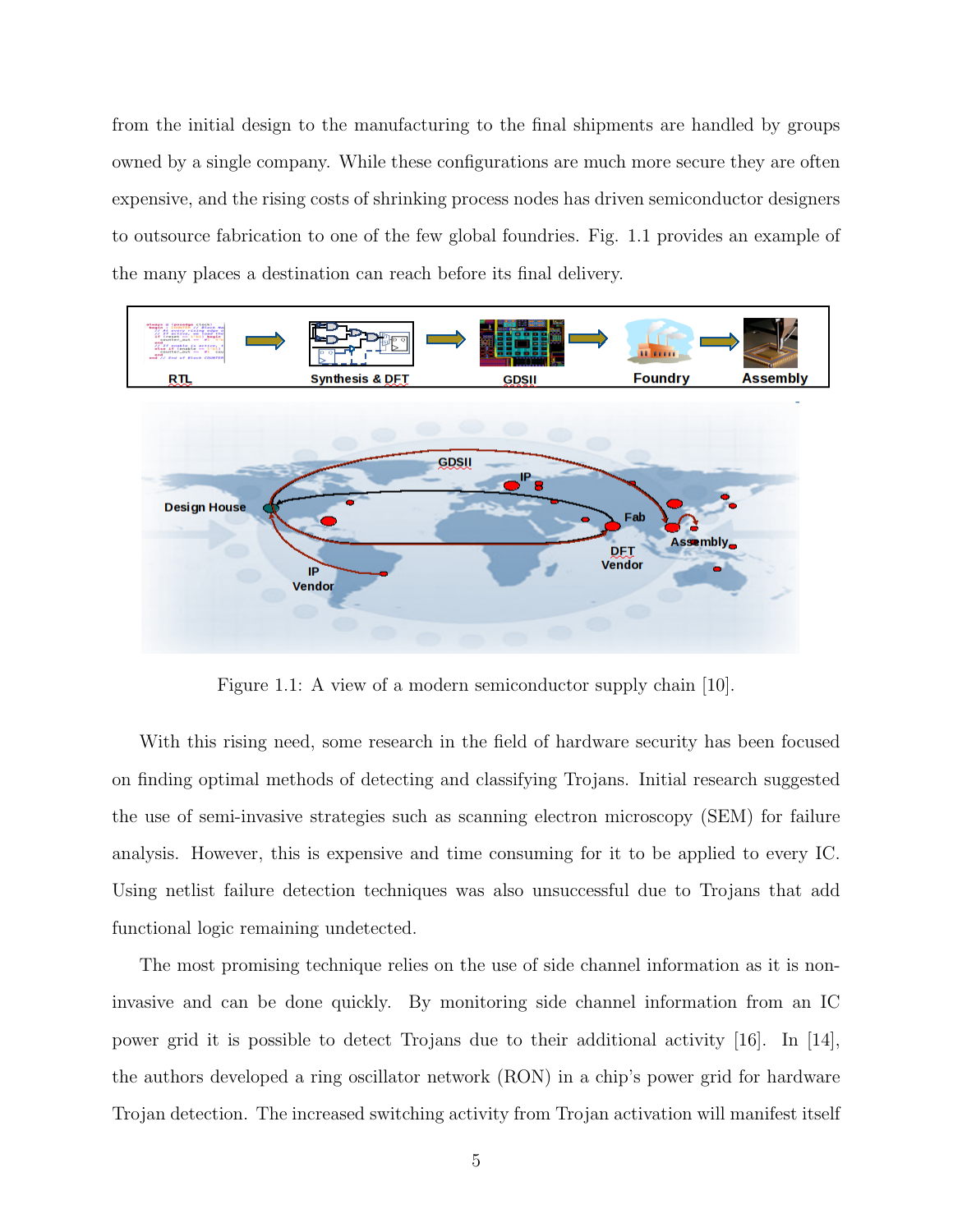from the initial design to the manufacturing to the final shipments are handled by groups owned by a single company. While these configurations are much more secure they are often expensive, and the rising costs of shrinking process nodes has driven semiconductor designers to outsource fabrication to one of the few global foundries. Fig. 1.1 provides an example of the many places a destination can reach before its final delivery.

Figure 1.1: A view of a modern semiconductor supply chain [10].

With this rising need, some research in the field of hardware security has been focused on finding optimal methods of detecting and classifying Trojans. Initial research suggested the use of semi-invasive strategies such as scanning electron microscopy (SEM) for failure analysis. However, this is expensive and time consuming for it to be applied to every IC. Using netlist failure detection techniques was also unsuccessful due to Trojans that add functional logic remaining undetected.

The most promising technique relies on the use of side channel information as it is non-invasive and can be done quickly. By monitoring side channel information from an IC power grid it is possible to detect Trojans due to their additional activity [16]. In [14], the authors developed a ring oscillator network (RON) in a chip's power grid for hardware Trojan detection. The increased switching activity from Trojan activation will manifest itself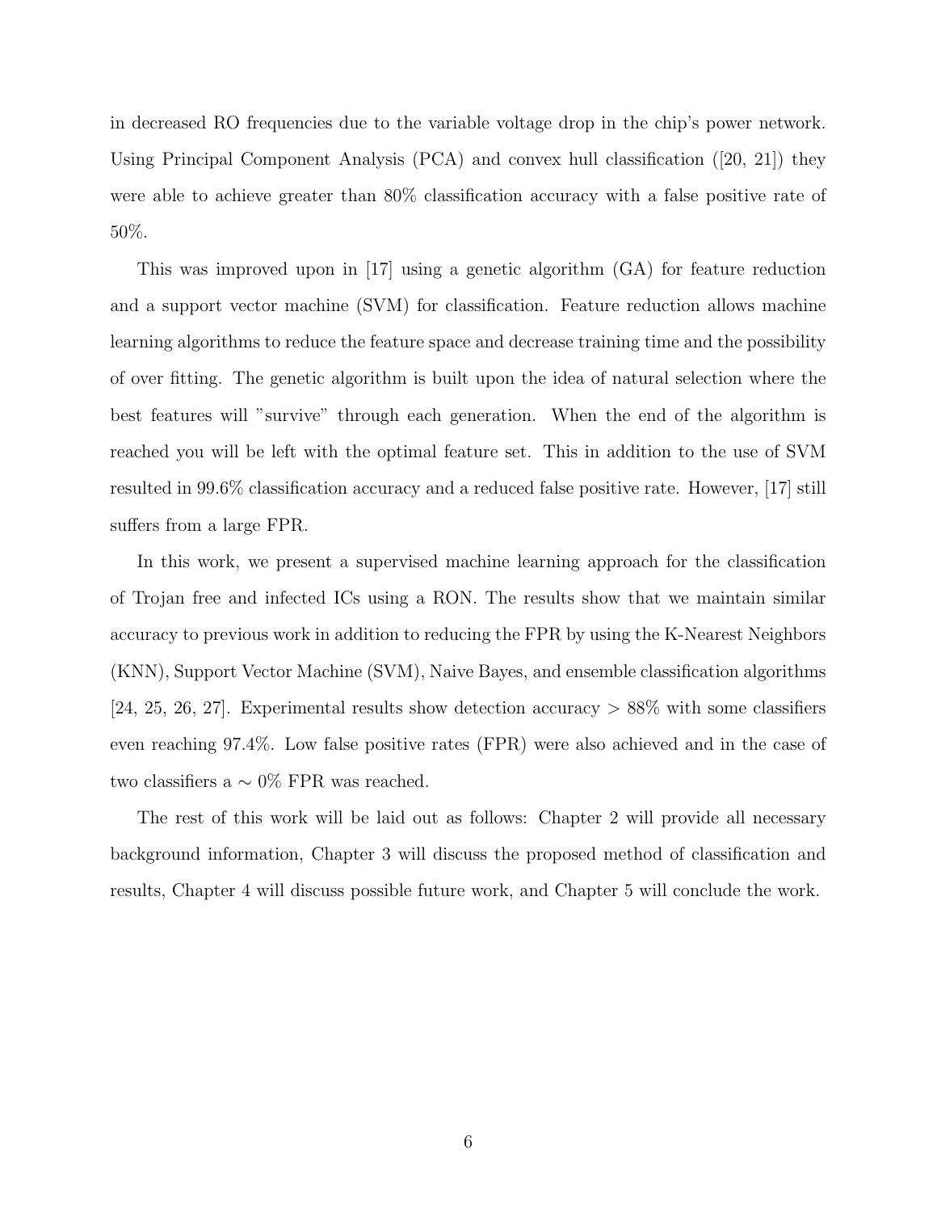in decreased RO frequencies due to the variable voltage drop in the chip's power network. Using Principal Component Analysis (PCA) and convex hull classification ([20, 21]) they were able to achieve greater than 80% classification accuracy with a false positive rate of 50%.

This was improved upon in [17] using a genetic algorithm (GA) for feature reduction and a support vector machine (SVM) for classification. Feature reduction allows machine learning algorithms to reduce the feature space and decrease training time and the possibility of over fitting. The genetic algorithm is built upon the idea of natural selection where the best features will "survive" through each generation. When the end of the algorithm is reached you will be left with the optimal feature set. This in addition to the use of SVM resulted in 99.6% classification accuracy and a reduced false positive rate. However, [17] still suffers from a large FPR.

In this work, we present a supervised machine learning approach for the classification of Trojan free and infected ICs using a RON. The results show that we maintain similar accuracy to previous work in addition to reducing the FPR by using the K-Nearest Neighbors (KNN), Support Vector Machine (SVM), Naive Bayes, and ensemble classification algorithms [24, 25, 26, 27]. Experimental results show detection accuracy $> 88\%$ with some classifiers even reaching 97.4%. Low false positive rates (FPR) were also achieved and in the case of two classifiers a $\sim 0\%$ FPR was reached.

The rest of this work will be laid out as follows: Chapter 2 will provide all necessary background information, Chapter 3 will discuss the proposed method of classification and results, Chapter 4 will discuss possible future work, and Chapter 5 will conclude the work.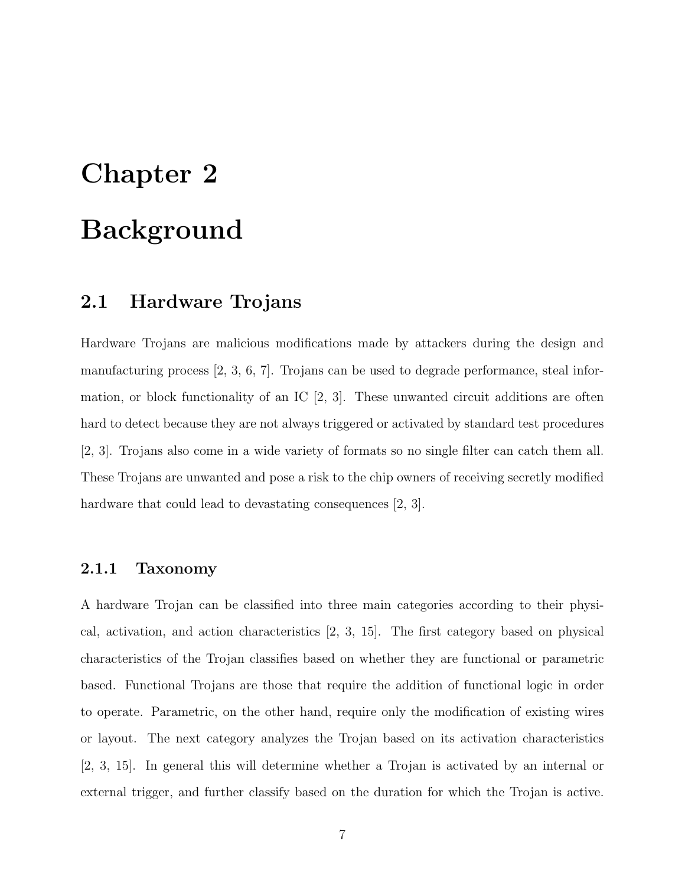# Chapter 2

# Background

## 2.1 Hardware Trojans

Hardware Trojans are malicious modifications made by attackers during the design and manufacturing process [2, 3, 6, 7]. Trojans can be used to degrade performance, steal information, or block functionality of an IC [2, 3]. These unwanted circuit additions are often hard to detect because they are not always triggered or activated by standard test procedures [2, 3]. Trojans also come in a wide variety of formats so no single filter can catch them all. These Trojans are unwanted and pose a risk to the chip owners of receiving secretly modified hardware that could lead to devastating consequences [2, 3].

### 2.1.1 Taxonomy

A hardware Trojan can be classified into three main categories according to their physical, activation, and action characteristics [2, 3, 15]. The first category based on physical characteristics of the Trojan classifies based on whether they are functional or parametric based. Functional Trojans are those that require the addition of functional logic in order to operate. Parametric, on the other hand, require only the modification of existing wires or layout. The next category analyzes the Trojan based on its activation characteristics [2, 3, 15]. In general this will determine whether a Trojan is activated by an internal or external trigger, and further classify based on the duration for which the Trojan is active.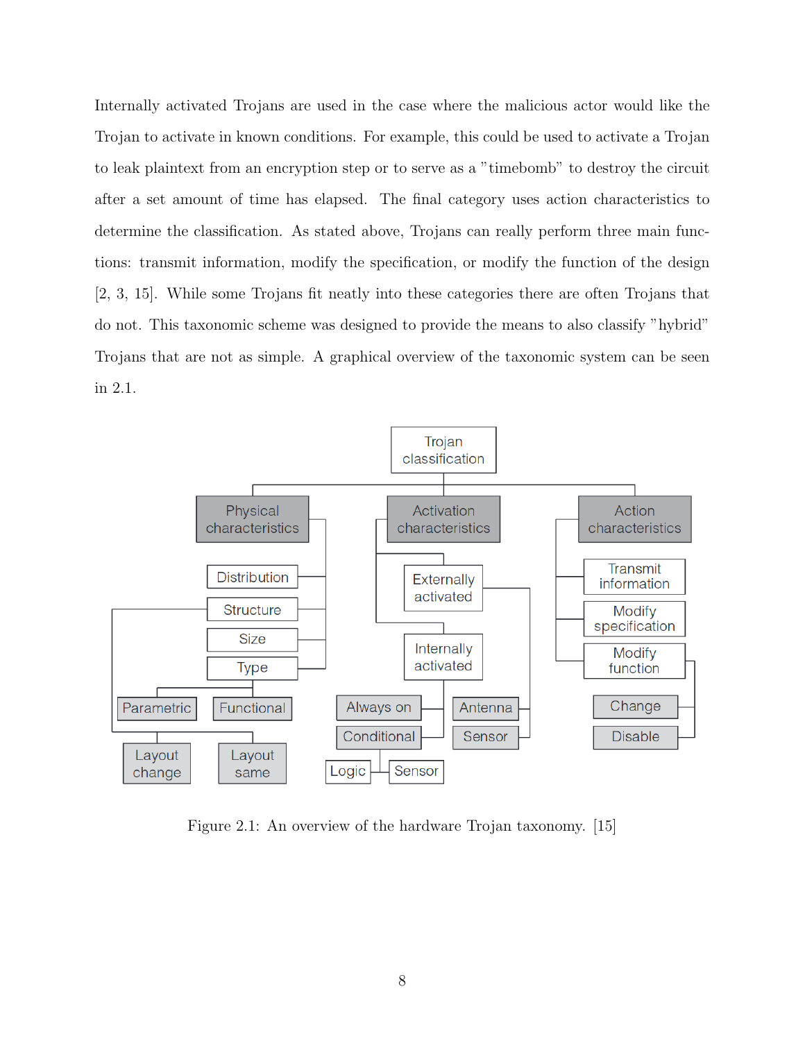Internally activated Trojans are used in the case where the malicious actor would like the Trojan to activate in known conditions. For example, this could be used to activate a Trojan to leak plaintext from an encryption step or to serve as a "timebomb" to destroy the circuit after a set amount of time has elapsed. The final category uses action characteristics to determine the classification. As stated above, Trojans can really perform three main functions: transmit information, modify the specification, or modify the function of the design [2, 3, 15]. While some Trojans fit neatly into these categories there are often Trojans that do not. This taxonomic scheme was designed to provide the means to also classify "hybrid" Trojans that are not as simple. A graphical overview of the taxonomic system can be seen in 2.1.

Figure 2.1: An overview of the hardware Trojan taxonomy. [15]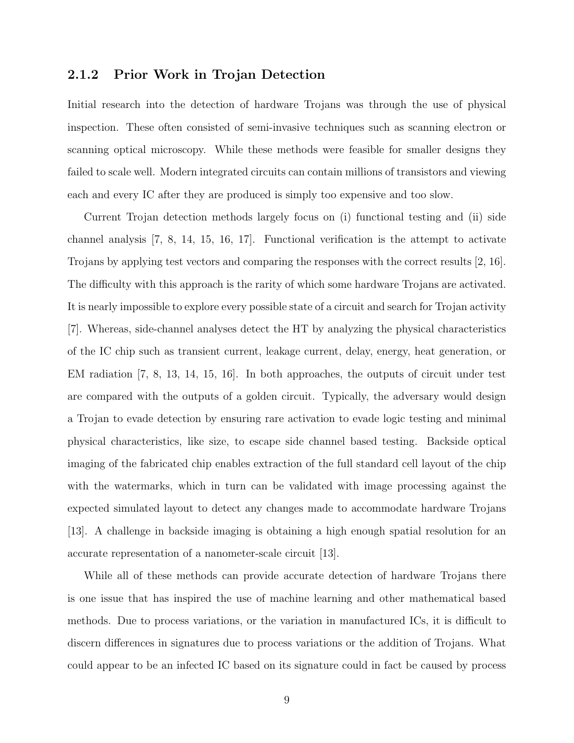### 2.1.2 Prior Work in Trojan Detection

Initial research into the detection of hardware Trojans was through the use of physical inspection. These often consisted of semi-invasive techniques such as scanning electron or scanning optical microscopy. While these methods were feasible for smaller designs they failed to scale well. Modern integrated circuits can contain millions of transistors and viewing each and every IC after they are produced is simply too expensive and too slow.

Current Trojan detection methods largely focus on (i) functional testing and (ii) side channel analysis [7, 8, 14, 15, 16, 17]. Functional verification is the attempt to activate Trojans by applying test vectors and comparing the responses with the correct results [2, 16]. The difficulty with this approach is the rarity of which some hardware Trojans are activated. It is nearly impossible to explore every possible state of a circuit and search for Trojan activity [7]. Whereas, side-channel analyses detect the HT by analyzing the physical characteristics of the IC chip such as transient current, leakage current, delay, energy, heat generation, or EM radiation [7, 8, 13, 14, 15, 16]. In both approaches, the outputs of circuit under test are compared with the outputs of a golden circuit. Typically, the adversary would design a Trojan to evade detection by ensuring rare activation to evade logic testing and minimal physical characteristics, like size, to escape side channel based testing. Backside optical imaging of the fabricated chip enables extraction of the full standard cell layout of the chip with the watermarks, which in turn can be validated with image processing against the expected simulated layout to detect any changes made to accommodate hardware Trojans [13]. A challenge in backside imaging is obtaining a high enough spatial resolution for an accurate representation of a nanometer-scale circuit [13].

While all of these methods can provide accurate detection of hardware Trojans there is one issue that has inspired the use of machine learning and other mathematical based methods. Due to process variations, or the variation in manufactured ICs, it is difficult to discern differences in signatures due to process variations or the addition of Trojans. What could appear to be an infected IC based on its signature could in fact be caused by process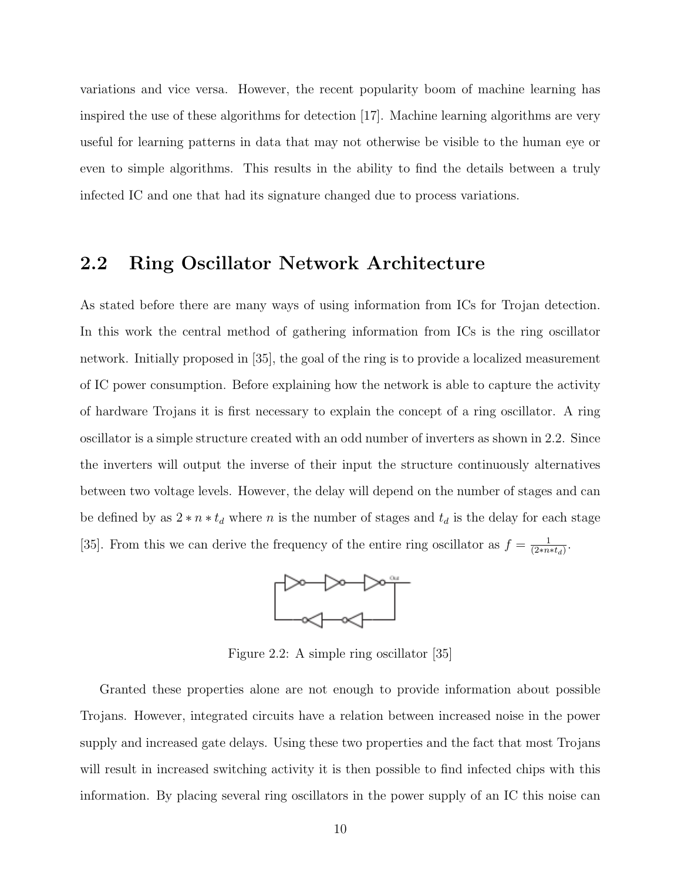variations and vice versa. However, the recent popularity boom of machine learning has inspired the use of these algorithms for detection [17]. Machine learning algorithms are very useful for learning patterns in data that may not otherwise be visible to the human eye or even to simple algorithms. This results in the ability to find the details between a truly infected IC and one that had its signature changed due to process variations.

## 2.2 Ring Oscillator Network Architecture

As stated before there are many ways of using information from ICs for Trojan detection. In this work the central method of gathering information from ICs is the ring oscillator network. Initially proposed in [35], the goal of the ring is to provide a localized measurement of IC power consumption. Before explaining how the network is able to capture the activity of hardware Trojans it is first necessary to explain the concept of a ring oscillator. A ring oscillator is a simple structure created with an odd number of inverters as shown in 2.2. Since the inverters will output the inverse of their input the structure continuously alternatives between two voltage levels. However, the delay will depend on the number of stages and can be defined by as $2 * n * t_d$ where $n$ is the number of stages and $t_d$ is the delay for each stage [35]. From this we can derive the frequency of the entire ring oscillator as $f = \frac{1}{(2*n*t_d)}$.

Figure 2.2: A simple ring oscillator [35]

Granted these properties alone are not enough to provide information about possible Trojans. However, integrated circuits have a relation between increased noise in the power supply and increased gate delays. Using these two properties and the fact that most Trojans will result in increased switching activity it is then possible to find infected chips with this information. By placing several ring oscillators in the power supply of an IC this noise can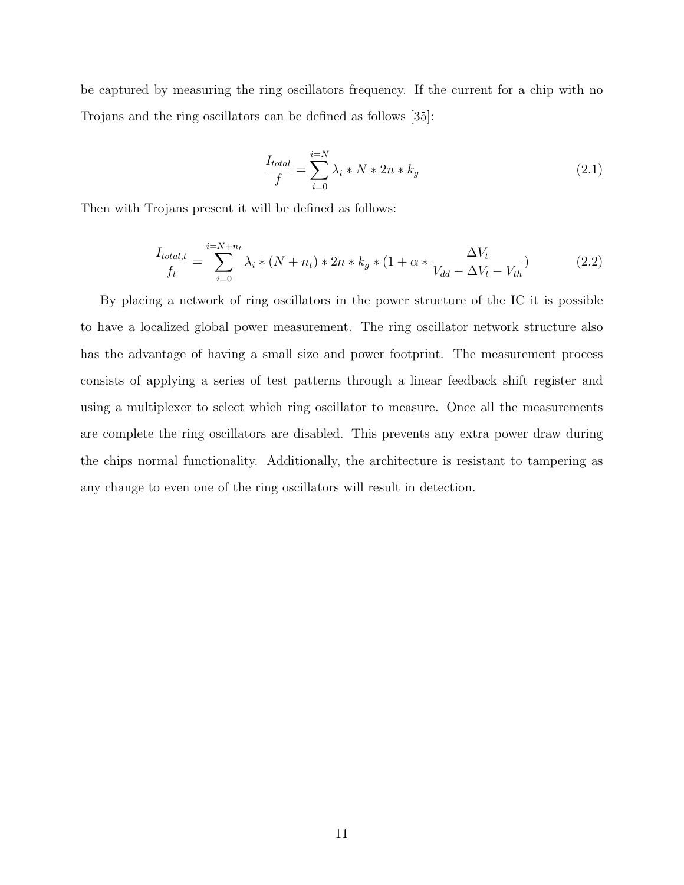be captured by measuring the ring oscillators frequency. If the current for a chip with no Trojans and the ring oscillators can be defined as follows [35]:

$$\frac{I_{total}}{f} = \sum_{i=0}^{i=N} \lambda_i * N * 2n * k_g \tag{2.1}$$

Then with Trojans present it will be defined as follows:

$$\frac{I_{total,t}}{f_t} = \sum_{i=0}^{i=N+n_t} \lambda_i * (N + n_t) * 2n * k_g * (1 + \alpha * \frac{\Delta V_t}{V_{dd} - \Delta V_t - V_{th}}) \tag{2.2}$$

By placing a network of ring oscillators in the power structure of the IC it is possible to have a localized global power measurement. The ring oscillator network structure also has the advantage of having a small size and power footprint. The measurement process consists of applying a series of test patterns through a linear feedback shift register and using a multiplexer to select which ring oscillator to measure. Once all the measurements are complete the ring oscillators are disabled. This prevents any extra power draw during the chips normal functionality. Additionally, the architecture is resistant to tampering as any change to even one of the ring oscillators will result in detection.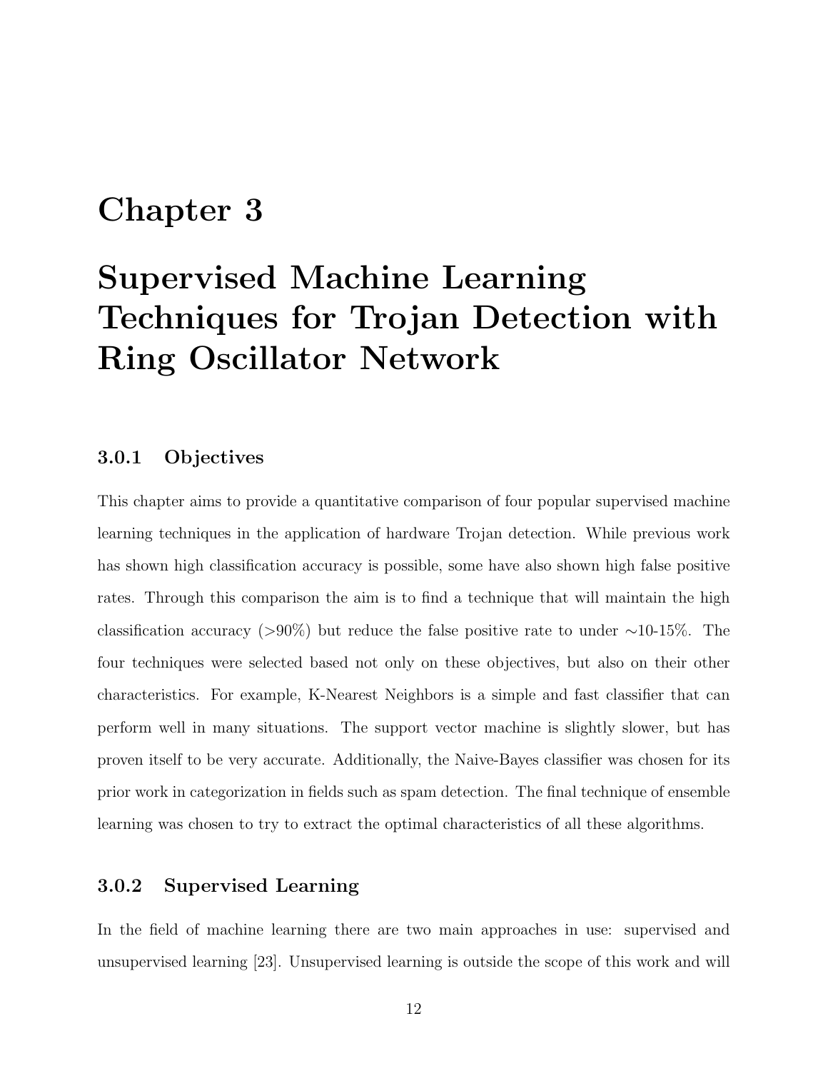# Chapter 3

# Supervised Machine Learning Techniques for Trojan Detection with Ring Oscillator Network

### 3.0.1 Objectives

This chapter aims to provide a quantitative comparison of four popular supervised machine learning techniques in the application of hardware Trojan detection. While previous work has shown high classification accuracy is possible, some have also shown high false positive rates. Through this comparison the aim is to find a technique that will maintain the high classification accuracy (>90%) but reduce the false positive rate to under ∼10-15%. The four techniques were selected based not only on these objectives, but also on their other characteristics. For example, K-Nearest Neighbors is a simple and fast classifier that can perform well in many situations. The support vector machine is slightly slower, but has proven itself to be very accurate. Additionally, the Naive-Bayes classifier was chosen for its prior work in categorization in fields such as spam detection. The final technique of ensemble learning was chosen to try to extract the optimal characteristics of all these algorithms.

### 3.0.2 Supervised Learning

In the field of machine learning there are two main approaches in use: supervised and unsupervised learning [23]. Unsupervised learning is outside the scope of this work and will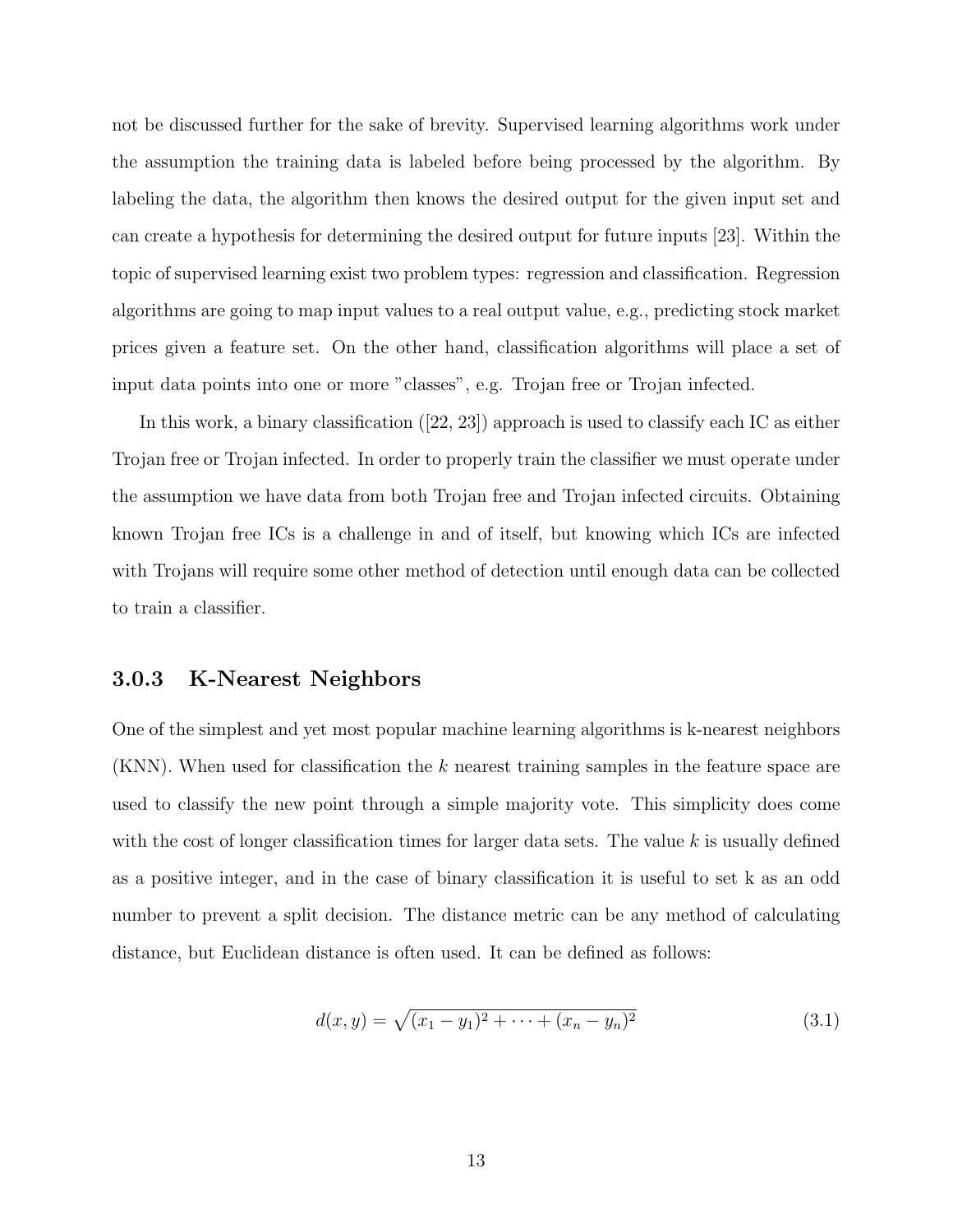not be discussed further for the sake of brevity. Supervised learning algorithms work under the assumption the training data is labeled before being processed by the algorithm. By labeling the data, the algorithm then knows the desired output for the given input set and can create a hypothesis for determining the desired output for future inputs [23]. Within the topic of supervised learning exist two problem types: regression and classification. Regression algorithms are going to map input values to a real output value, e.g., predicting stock market prices given a feature set. On the other hand, classification algorithms will place a set of input data points into one or more "classes", e.g. Trojan free or Trojan infected.

In this work, a binary classification ([22, 23]) approach is used to classify each IC as either Trojan free or Trojan infected. In order to properly train the classifier we must operate under the assumption we have data from both Trojan free and Trojan infected circuits. Obtaining known Trojan free ICs is a challenge in and of itself, but knowing which ICs are infected with Trojans will require some other method of detection until enough data can be collected to train a classifier.

### 3.0.3 K-Nearest Neighbors

One of the simplest and yet most popular machine learning algorithms is k-nearest neighbors (KNN). When used for classification the $k$ nearest training samples in the feature space are used to classify the new point through a simple majority vote. This simplicity does come with the cost of longer classification times for larger data sets. The value $k$ is usually defined as a positive integer, and in the case of binary classification it is useful to set k as an odd number to prevent a split decision. The distance metric can be any method of calculating distance, but Euclidean distance is often used. It can be defined as follows:

$$d(x, y) = \sqrt{(x_1 - y_1)^2 + \cdots + (x_n - y_n)^2} \tag{3.1}$$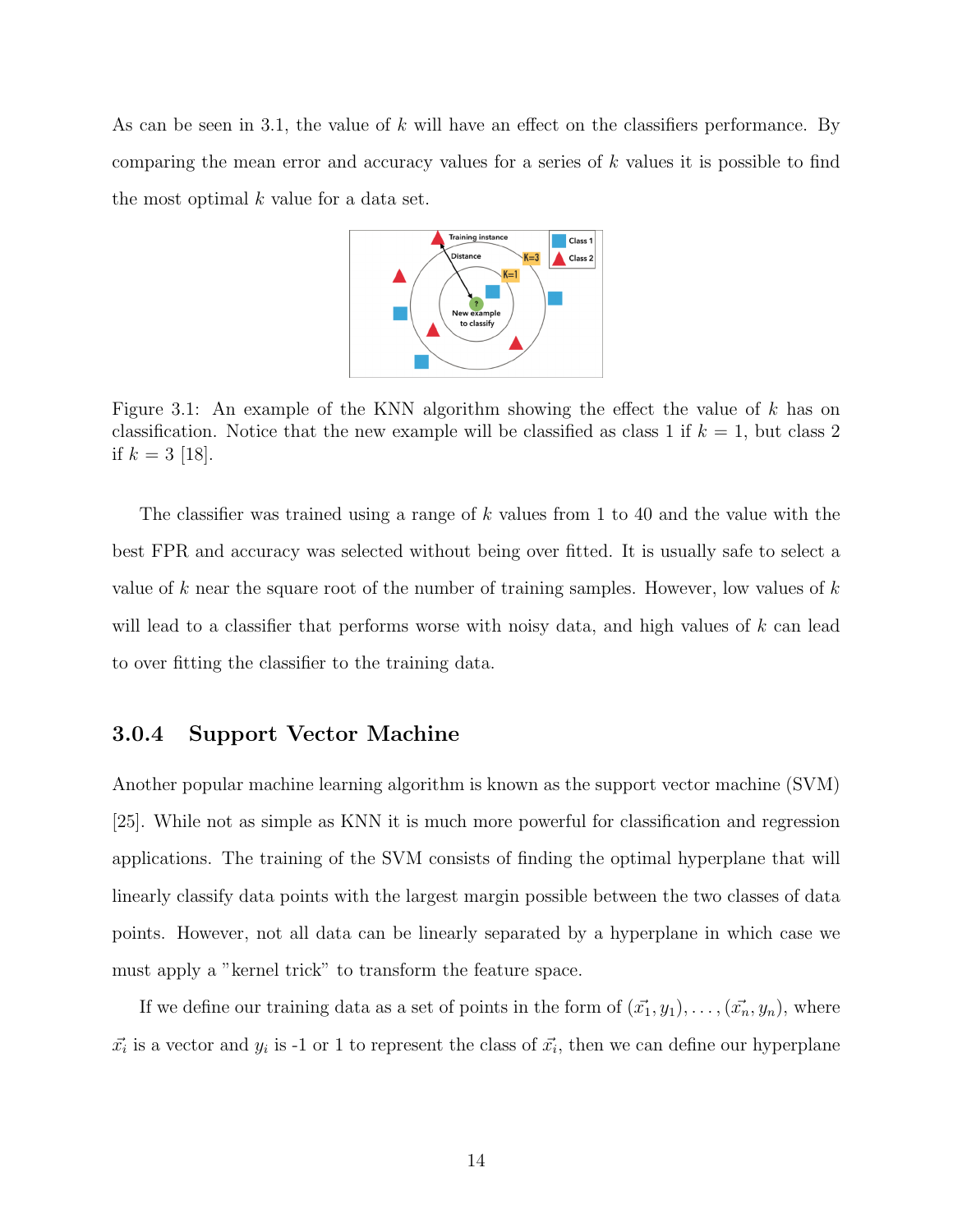As can be seen in 3.1, the value of $k$ will have an effect on the classifiers performance. By comparing the mean error and accuracy values for a series of $k$ values it is possible to find the most optimal $k$ value for a data set.

Figure 3.1: An example of the KNN algorithm showing the effect the value of $k$ has on classification. Notice that the new example will be classified as class 1 if $k = 1$, but class 2 if $k = 3$ [18].

The classifier was trained using a range of $k$ values from 1 to 40 and the value with the best FPR and accuracy was selected without being over fitted. It is usually safe to select a value of $k$ near the square root of the number of training samples. However, low values of $k$ will lead to a classifier that performs worse with noisy data, and high values of $k$ can lead to over fitting the classifier to the training data.

### 3.0.4 Support Vector Machine

Another popular machine learning algorithm is known as the support vector machine (SVM) [25]. While not as simple as KNN it is much more powerful for classification and regression applications. The training of the SVM consists of finding the optimal hyperplane that will linearly classify data points with the largest margin possible between the two classes of data points. However, not all data can be linearly separated by a hyperplane in which case we must apply a "kernel trick" to transform the feature space.

If we define our training data as a set of points in the form of $(\vec{x_1}, y_1), \ldots, (\vec{x_n}, y_n)$, where $\vec{x_i}$ is a vector and $y_i$ is -1 or 1 to represent the class of $\vec{x_i}$, then we can define our hyperplane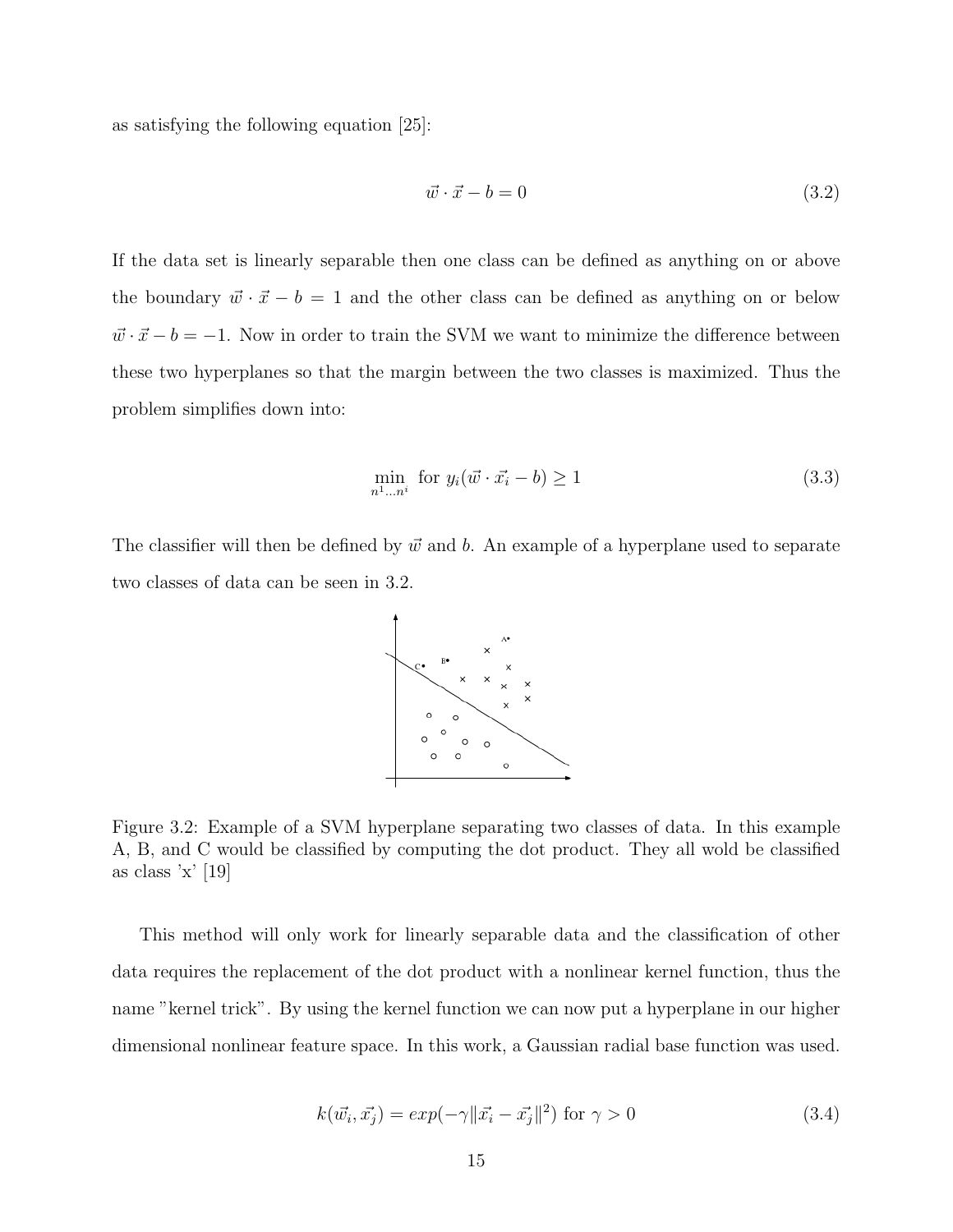as satisfying the following equation [25]:

$$\vec{w} \cdot \vec{x} - b = 0 \tag{3.2}$$

If the data set is linearly separable then one class can be defined as anything on or above the boundary $\vec{w} \cdot \vec{x} - b = 1$ and the other class can be defined as anything on or below $\vec{w} \cdot \vec{x} - b = -1$. Now in order to train the SVM we want to minimize the difference between these two hyperplanes so that the margin between the two classes is maximized. Thus the problem simplifies down into:

$$\min_{n^1 \dots n^i} \text{ for } y_i(\vec{w} \cdot \vec{x_i} - b) \geq 1 \tag{3.3}$$

The classifier will then be defined by $\vec{w}$ and $b$. An example of a hyperplane used to separate two classes of data can be seen in 3.2.

Figure 3.2: Example of a SVM hyperplane separating two classes of data. In this example A, B, and C would be classified by computing the dot product. They all wold be classified as class 'x' [19]

This method will only work for linearly separable data and the classification of other data requires the replacement of the dot product with a nonlinear kernel function, thus the name "kernel trick". By using the kernel function we can now put a hyperplane in our higher dimensional nonlinear feature space. In this work, a Gaussian radial base function was used.

$$k(\vec{w_i}, \vec{x_j}) = exp(-\gamma \|\vec{x_i} - \vec{x_j}\|^2) \text{ for } \gamma > 0 \tag{3.4}$$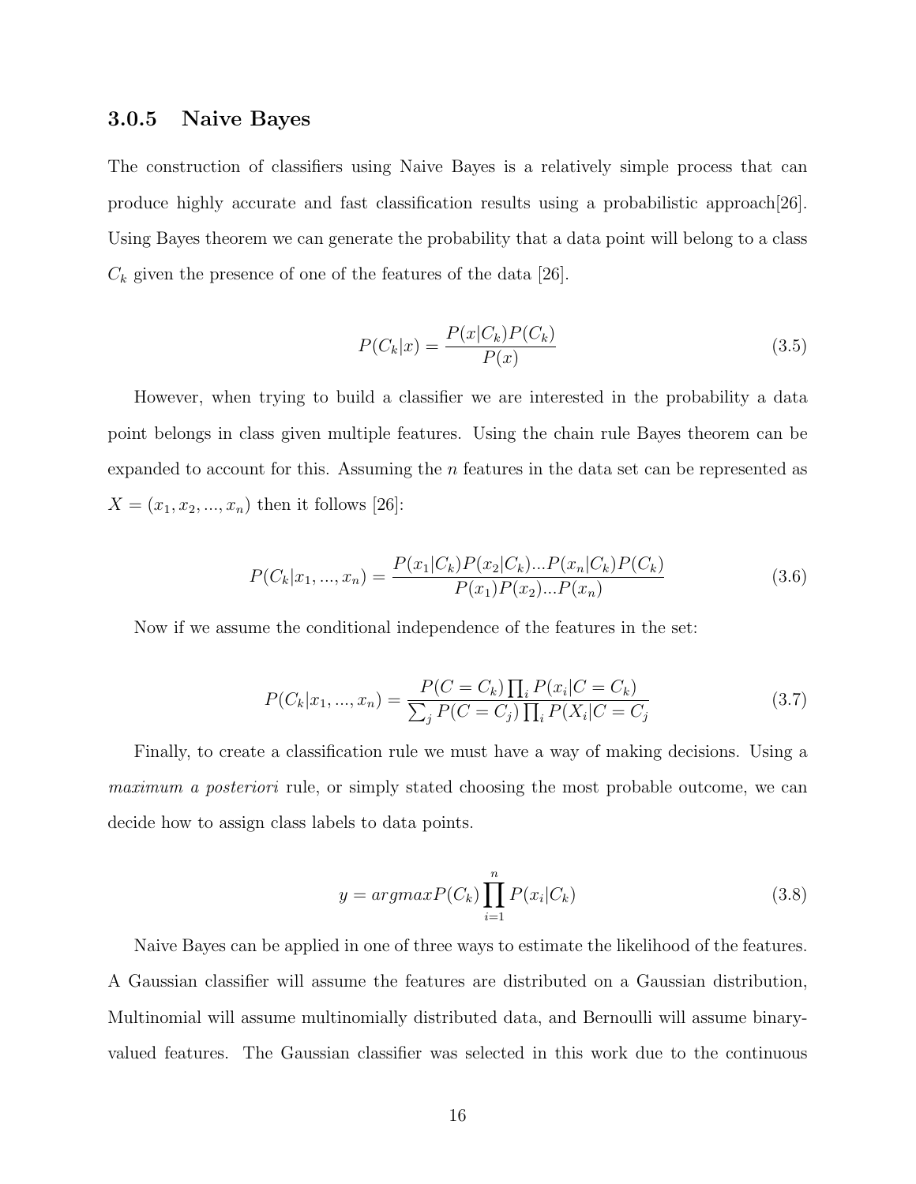### 3.0.5 Naive Bayes

The construction of classifiers using Naive Bayes is a relatively simple process that can produce highly accurate and fast classification results using a probabilistic approach[26]. Using Bayes theorem we can generate the probability that a data point will belong to a class $C_k$ given the presence of one of the features of the data [26].

$$P(C_k|x) = \frac{P(x|C_k)P(C_k)}{P(x)} \tag{3.5}$$

However, when trying to build a classifier we are interested in the probability a data point belongs in class given multiple features. Using the chain rule Bayes theorem can be expanded to account for this. Assuming the $n$ features in the data set can be represented as $X = (x_1, x_2, ..., x_n)$ then it follows [26]:

$$P(C_k|x_1, ..., x_n) = \frac{P(x_1|C_k)P(x_2|C_k)...P(x_n|C_k)P(C_k)}{P(x_1)P(x_2)...P(x_n)} \tag{3.6}$$

Now if we assume the conditional independence of the features in the set:

$$P(C_k|x_1, ..., x_n) = \frac{P(C = C_k)\prod_i P(x_i|C = C_k)}{\sum_j P(C = C_j)\prod_i P(X_i|C = C_j} \tag{3.7}$$

Finally, to create a classification rule we must have a way of making decisions. Using a *maximum a posteriori* rule, or simply stated choosing the most probable outcome, we can decide how to assign class labels to data points.

$$y = argmax P(C_k)\prod_{i=1}^{n} P(x_i|C_k) \tag{3.8}$$

Naive Bayes can be applied in one of three ways to estimate the likelihood of the features. A Gaussian classifier will assume the features are distributed on a Gaussian distribution, Multinomial will assume multinomially distributed data, and Bernoulli will assume binary-valued features. The Gaussian classifier was selected in this work due to the continuous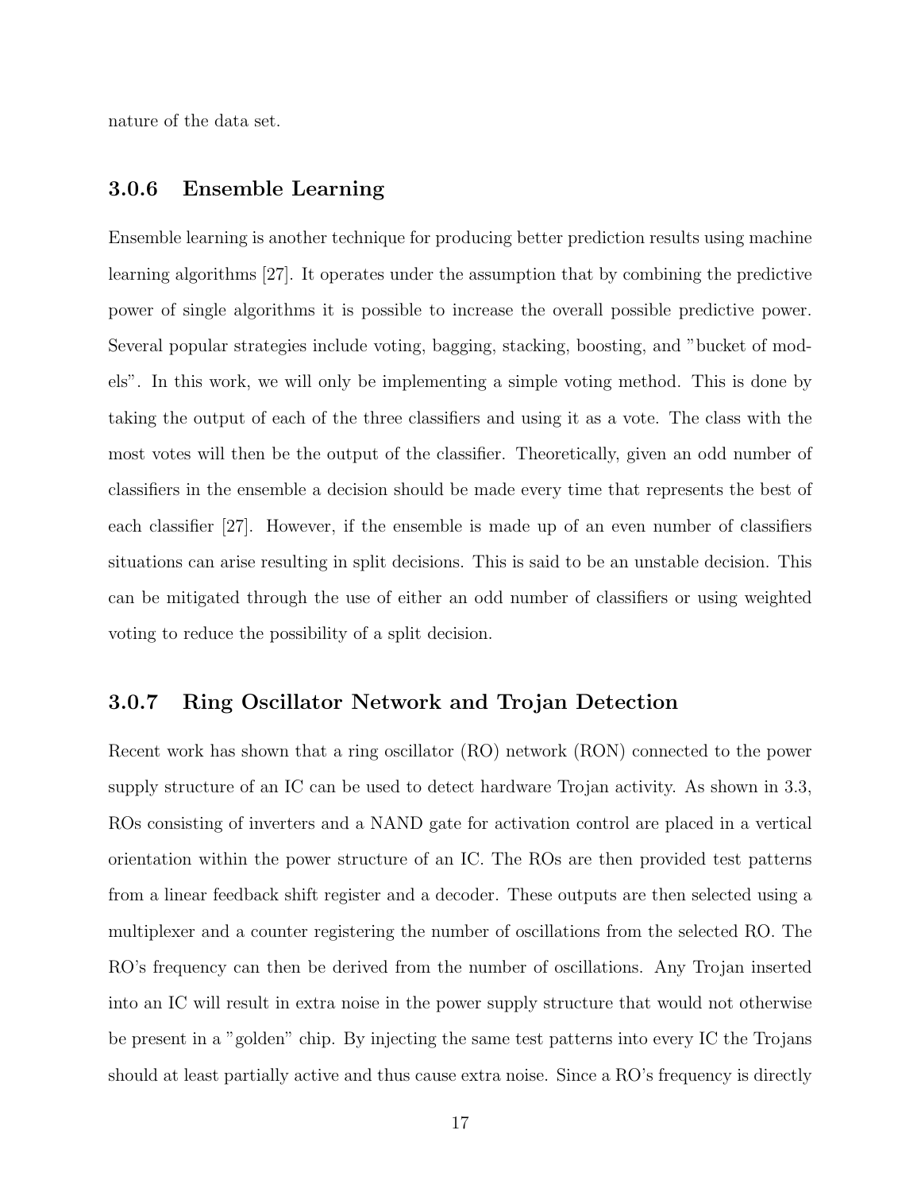nature of the data set.

### 3.0.6 Ensemble Learning

Ensemble learning is another technique for producing better prediction results using machine learning algorithms [27]. It operates under the assumption that by combining the predictive power of single algorithms it is possible to increase the overall possible predictive power. Several popular strategies include voting, bagging, stacking, boosting, and "bucket of models". In this work, we will only be implementing a simple voting method. This is done by taking the output of each of the three classifiers and using it as a vote. The class with the most votes will then be the output of the classifier. Theoretically, given an odd number of classifiers in the ensemble a decision should be made every time that represents the best of each classifier [27]. However, if the ensemble is made up of an even number of classifiers situations can arise resulting in split decisions. This is said to be an unstable decision. This can be mitigated through the use of either an odd number of classifiers or using weighted voting to reduce the possibility of a split decision.

### 3.0.7 Ring Oscillator Network and Trojan Detection

Recent work has shown that a ring oscillator (RO) network (RON) connected to the power supply structure of an IC can be used to detect hardware Trojan activity. As shown in 3.3, ROs consisting of inverters and a NAND gate for activation control are placed in a vertical orientation within the power structure of an IC. The ROs are then provided test patterns from a linear feedback shift register and a decoder. These outputs are then selected using a multiplexer and a counter registering the number of oscillations from the selected RO. The RO's frequency can then be derived from the number of oscillations. Any Trojan inserted into an IC will result in extra noise in the power supply structure that would not otherwise be present in a "golden" chip. By injecting the same test patterns into every IC the Trojans should at least partially active and thus cause extra noise. Since a RO's frequency is directly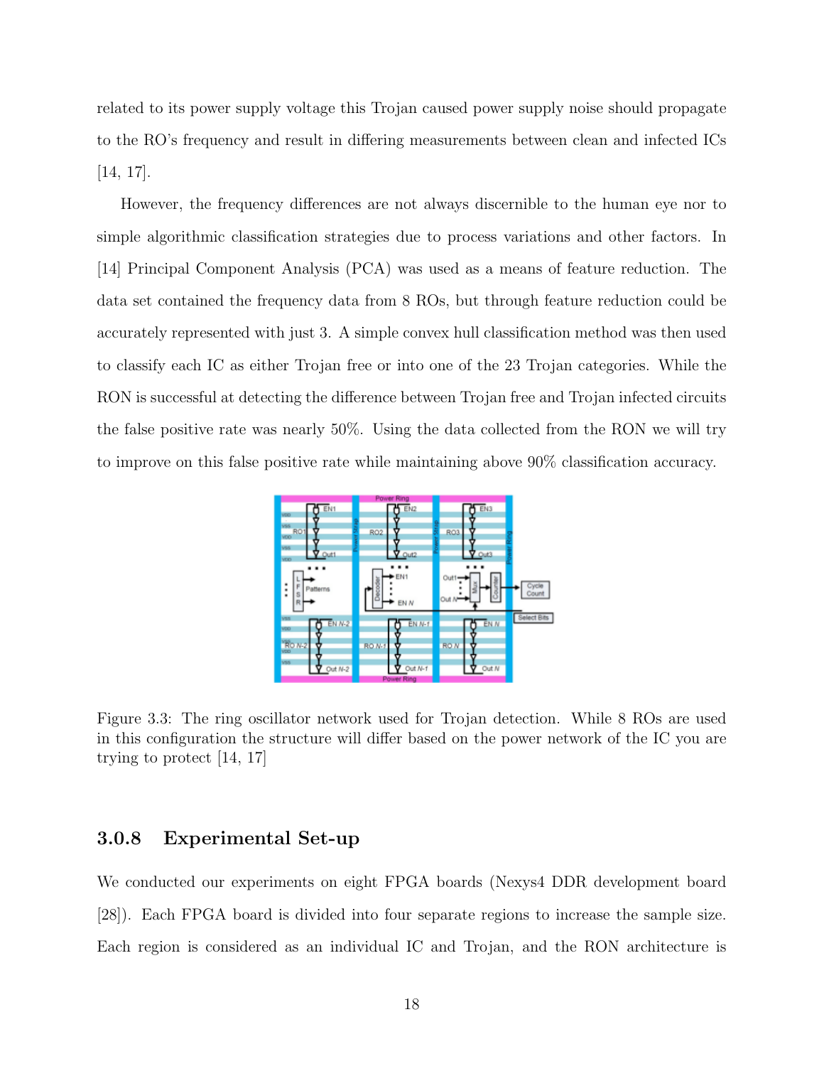related to its power supply voltage this Trojan caused power supply noise should propagate to the RO's frequency and result in differing measurements between clean and infected ICs [14, 17].

However, the frequency differences are not always discernible to the human eye nor to simple algorithmic classification strategies due to process variations and other factors. In [14] Principal Component Analysis (PCA) was used as a means of feature reduction. The data set contained the frequency data from 8 ROs, but through feature reduction could be accurately represented with just 3. A simple convex hull classification method was then used to classify each IC as either Trojan free or into one of the 23 Trojan categories. While the RON is successful at detecting the difference between Trojan free and Trojan infected circuits the false positive rate was nearly 50%. Using the data collected from the RON we will try to improve on this false positive rate while maintaining above 90% classification accuracy.

Figure 3.3: The ring oscillator network used for Trojan detection. While 8 ROs are used in this configuration the structure will differ based on the power network of the IC you are trying to protect [14, 17]

### 3.0.8 Experimental Set-up

We conducted our experiments on eight FPGA boards (Nexys4 DDR development board [28]). Each FPGA board is divided into four separate regions to increase the sample size. Each region is considered as an individual IC and Trojan, and the RON architecture is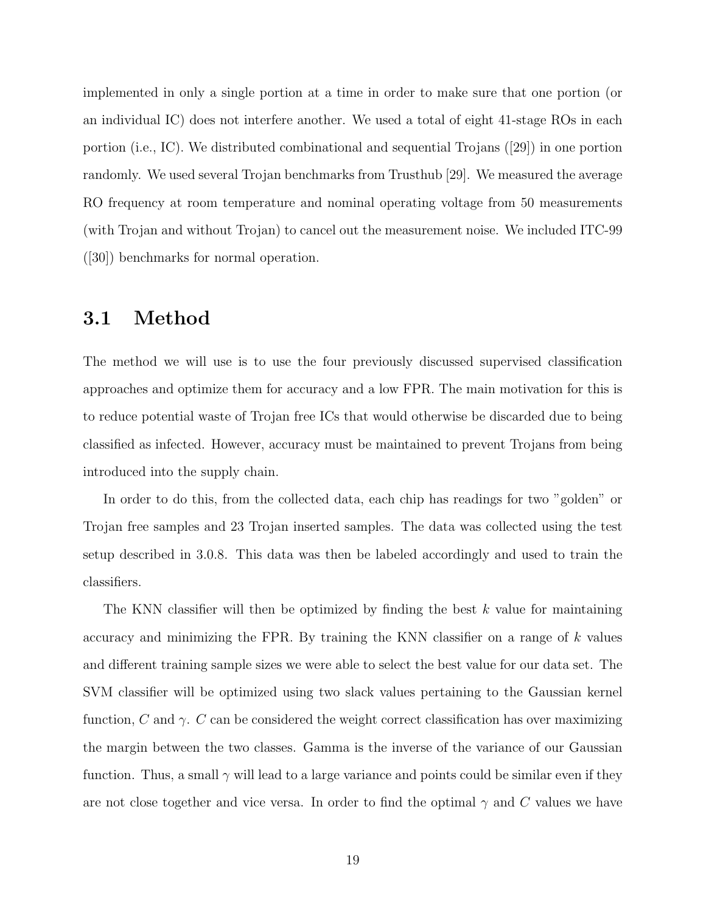implemented in only a single portion at a time in order to make sure that one portion (or an individual IC) does not interfere another. We used a total of eight 41-stage ROs in each portion (i.e., IC). We distributed combinational and sequential Trojans ([29]) in one portion randomly. We used several Trojan benchmarks from Trusthub [29]. We measured the average RO frequency at room temperature and nominal operating voltage from 50 measurements (with Trojan and without Trojan) to cancel out the measurement noise. We included ITC-99 ([30]) benchmarks for normal operation.

## 3.1 Method

The method we will use is to use the four previously discussed supervised classification approaches and optimize them for accuracy and a low FPR. The main motivation for this is to reduce potential waste of Trojan free ICs that would otherwise be discarded due to being classified as infected. However, accuracy must be maintained to prevent Trojans from being introduced into the supply chain.

In order to do this, from the collected data, each chip has readings for two "golden" or Trojan free samples and 23 Trojan inserted samples. The data was collected using the test setup described in 3.0.8. This data was then be labeled accordingly and used to train the classifiers.

The KNN classifier will then be optimized by finding the best $k$ value for maintaining accuracy and minimizing the FPR. By training the KNN classifier on a range of $k$ values and different training sample sizes we were able to select the best value for our data set. The SVM classifier will be optimized using two slack values pertaining to the Gaussian kernel function, $C$ and $\gamma$. $C$ can be considered the weight correct classification has over maximizing the margin between the two classes. Gamma is the inverse of the variance of our Gaussian function. Thus, a small $\gamma$ will lead to a large variance and points could be similar even if they are not close together and vice versa. In order to find the optimal $\gamma$ and $C$ values we have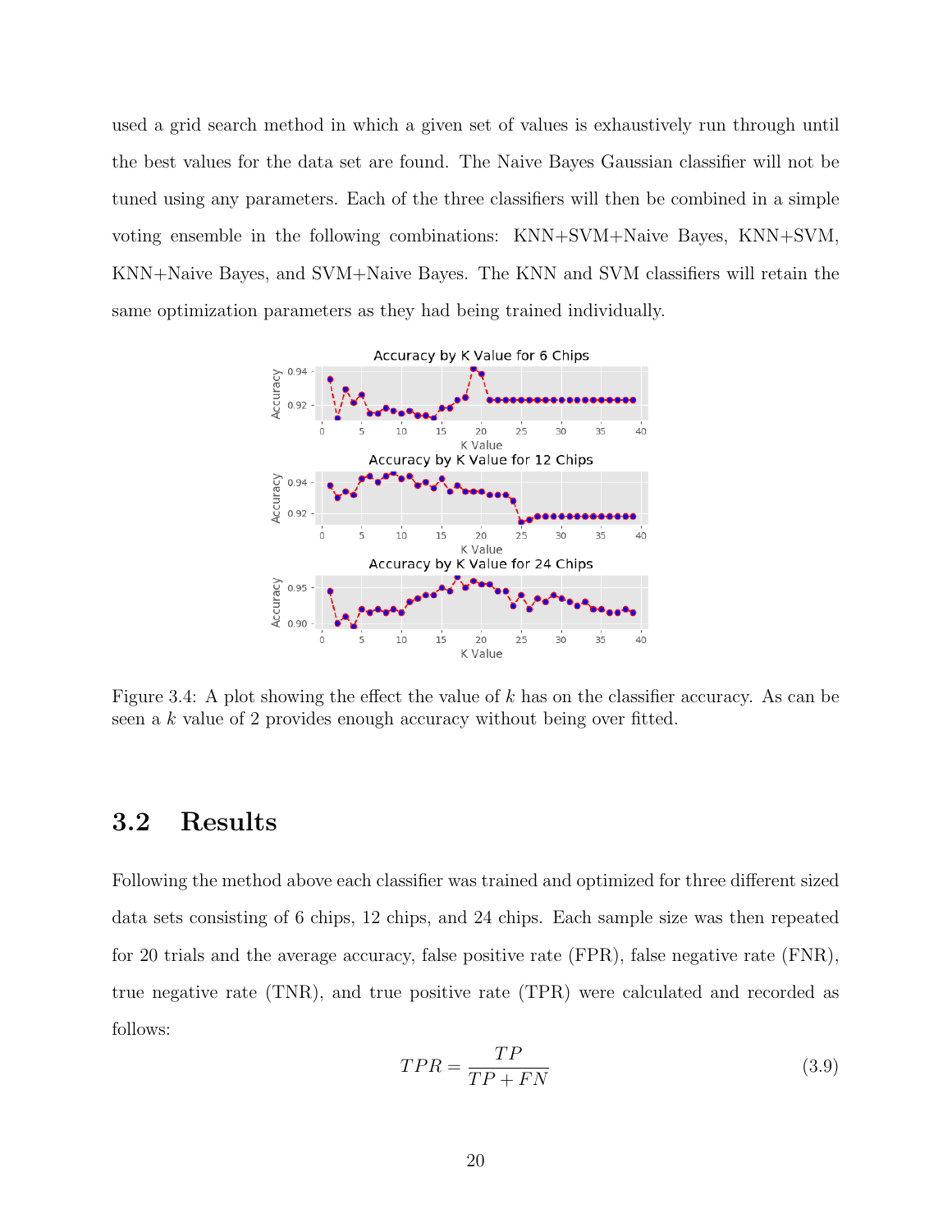used a grid search method in which a given set of values is exhaustively run through until the best values for the data set are found. The Naive Bayes Gaussian classifier will not be tuned using any parameters. Each of the three classifiers will then be combined in a simple voting ensemble in the following combinations: KNN+SVM+Naive Bayes, KNN+SVM, KNN+Naive Bayes, and SVM+Naive Bayes. The KNN and SVM classifiers will retain the same optimization parameters as they had being trained individually.

Figure 3.4: A plot showing the effect the value of $k$ has on the classifier accuracy. As can be seen a $k$ value of 2 provides enough accuracy without being over fitted.

## 3.2 Results

Following the method above each classifier was trained and optimized for three different sized data sets consisting of 6 chips, 12 chips, and 24 chips. Each sample size was then repeated for 20 trials and the average accuracy, false positive rate (FPR), false negative rate (FNR), true negative rate (TNR), and true positive rate (TPR) were calculated and recorded as follows:

$$TPR = \frac{TP}{TP + FN} \tag{3.9}$$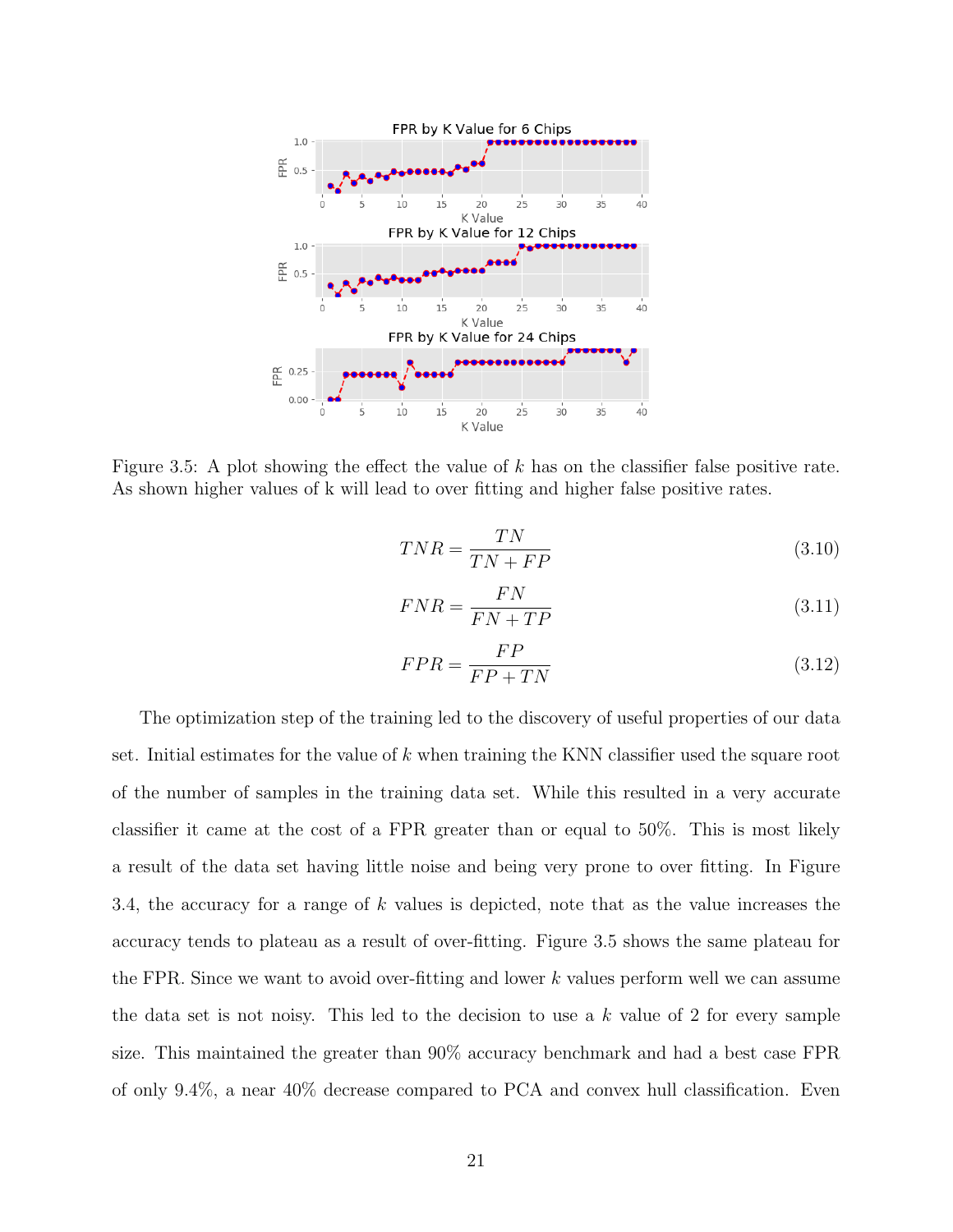Figure 3.5: A plot showing the effect the value of $k$ has on the classifier false positive rate. As shown higher values of k will lead to over fitting and higher false positive rates.

$$TNR = \frac{TN}{TN + FP} \tag{3.10}$$

$$FNR = \frac{FN}{FN + TP} \tag{3.11}$$

$$FPR = \frac{FP}{FP + TN} \tag{3.12}$$

The optimization step of the training led to the discovery of useful properties of our data set. Initial estimates for the value of $k$ when training the KNN classifier used the square root of the number of samples in the training data set. While this resulted in a very accurate classifier it came at the cost of a FPR greater than or equal to 50%. This is most likely a result of the data set having little noise and being very prone to over fitting. In Figure 3.4, the accuracy for a range of $k$ values is depicted, note that as the value increases the accuracy tends to plateau as a result of over-fitting. Figure 3.5 shows the same plateau for the FPR. Since we want to avoid over-fitting and lower $k$ values perform well we can assume the data set is not noisy. This led to the decision to use a $k$ value of 2 for every sample size. This maintained the greater than 90% accuracy benchmark and had a best case FPR of only 9.4%, a near 40% decrease compared to PCA and convex hull classification. Even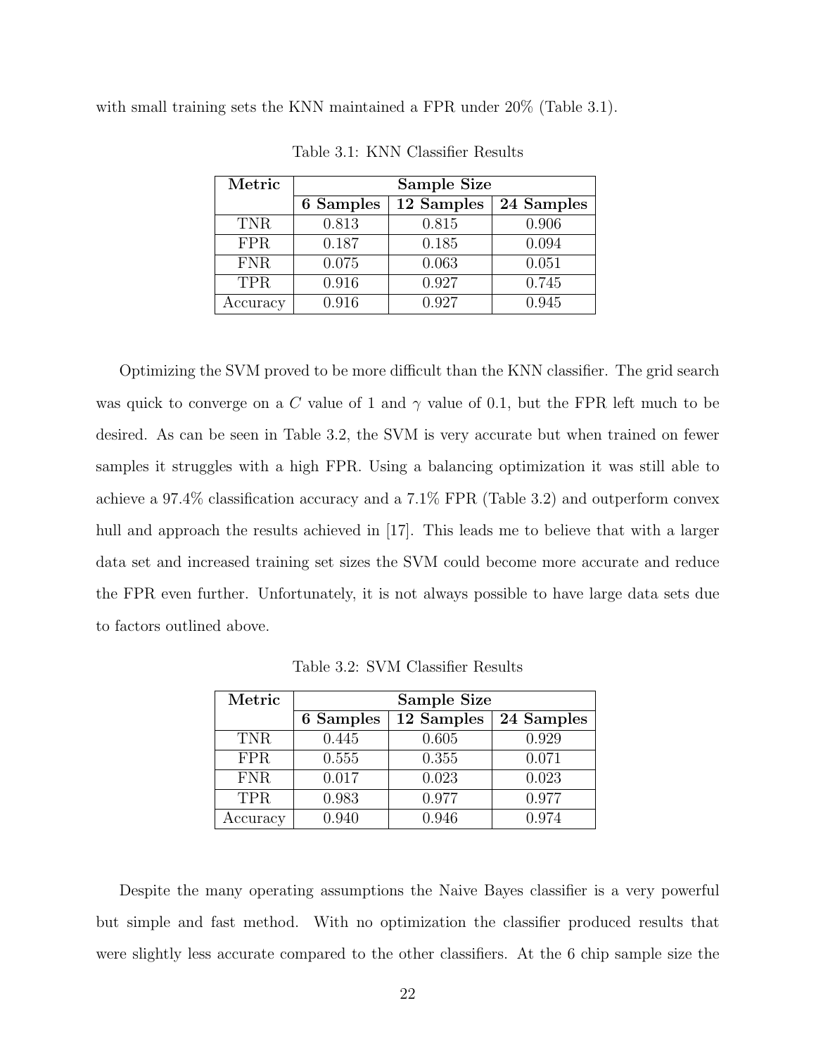with small training sets the KNN maintained a FPR under 20% (Table 3.1).

Table 3.1: KNN Classifier Results

| **Metric** | **Sample Size** | | |
|---|---|---|---|
| | **6 Samples** | **12 Samples** | **24 Samples** |
| TNR | 0.813 | 0.815 | 0.906 |
| FPR | 0.187 | 0.185 | 0.094 |
| FNR | 0.075 | 0.063 | 0.051 |
| TPR | 0.916 | 0.927 | 0.745 |
| Accuracy | 0.916 | 0.927 | 0.945 |

Optimizing the SVM proved to be more difficult than the KNN classifier. The grid search was quick to converge on a $C$ value of 1 and $\gamma$ value of 0.1, but the FPR left much to be desired. As can be seen in Table 3.2, the SVM is very accurate but when trained on fewer samples it struggles with a high FPR. Using a balancing optimization it was still able to achieve a 97.4% classification accuracy and a 7.1% FPR (Table 3.2) and outperform convex hull and approach the results achieved in [17]. This leads me to believe that with a larger data set and increased training set sizes the SVM could become more accurate and reduce the FPR even further. Unfortunately, it is not always possible to have large data sets due to factors outlined above.

Table 3.2: SVM Classifier Results

| **Metric** | **Sample Size** | | |
|---|---|---|---|
| | **6 Samples** | **12 Samples** | **24 Samples** |
| TNR | 0.445 | 0.605 | 0.929 |
| FPR | 0.555 | 0.355 | 0.071 |
| FNR | 0.017 | 0.023 | 0.023 |
| TPR | 0.983 | 0.977 | 0.977 |
| Accuracy | 0.940 | 0.946 | 0.974 |

Despite the many operating assumptions the Naive Bayes classifier is a very powerful but simple and fast method. With no optimization the classifier produced results that were slightly less accurate compared to the other classifiers. At the 6 chip sample size the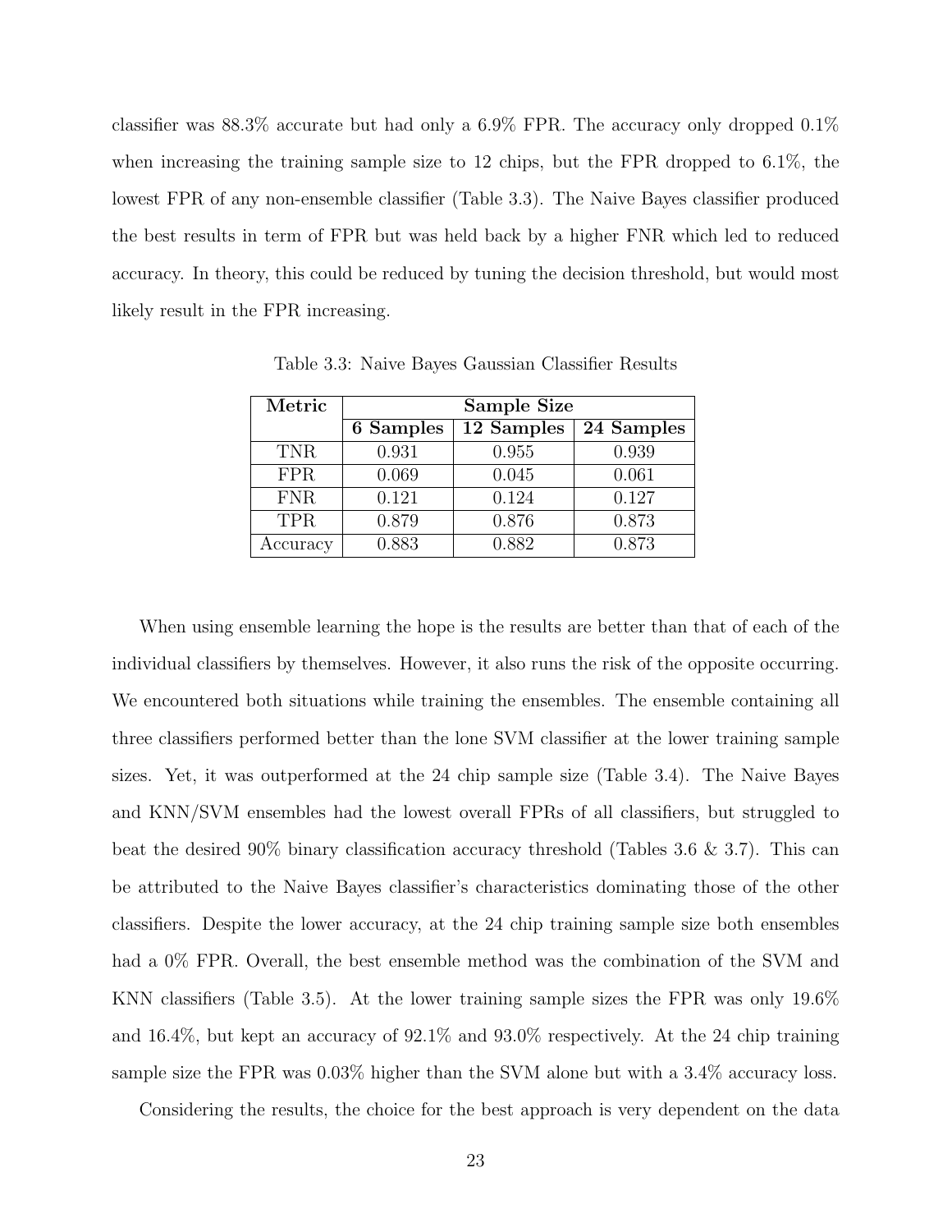classifier was 88.3% accurate but had only a 6.9% FPR. The accuracy only dropped 0.1% when increasing the training sample size to 12 chips, but the FPR dropped to 6.1%, the lowest FPR of any non-ensemble classifier (Table 3.3). The Naive Bayes classifier produced the best results in term of FPR but was held back by a higher FNR which led to reduced accuracy. In theory, this could be reduced by tuning the decision threshold, but would most likely result in the FPR increasing.

Table 3.3: Naive Bayes Gaussian Classifier Results

| **Metric** | **Sample Size** | | |
|---|---|---|---|
| | **6 Samples** | **12 Samples** | **24 Samples** |
| TNR | 0.931 | 0.955 | 0.939 |
| FPR | 0.069 | 0.045 | 0.061 |
| FNR | 0.121 | 0.124 | 0.127 |
| TPR | 0.879 | 0.876 | 0.873 |
| Accuracy | 0.883 | 0.882 | 0.873 |

When using ensemble learning the hope is the results are better than that of each of the individual classifiers by themselves. However, it also runs the risk of the opposite occurring. We encountered both situations while training the ensembles. The ensemble containing all three classifiers performed better than the lone SVM classifier at the lower training sample sizes. Yet, it was outperformed at the 24 chip sample size (Table 3.4). The Naive Bayes and KNN/SVM ensembles had the lowest overall FPRs of all classifiers, but struggled to beat the desired 90% binary classification accuracy threshold (Tables 3.6 & 3.7). This can be attributed to the Naive Bayes classifier's characteristics dominating those of the other classifiers. Despite the lower accuracy, at the 24 chip training sample size both ensembles had a 0% FPR. Overall, the best ensemble method was the combination of the SVM and KNN classifiers (Table 3.5). At the lower training sample sizes the FPR was only 19.6% and 16.4%, but kept an accuracy of 92.1% and 93.0% respectively. At the 24 chip training sample size the FPR was 0.03% higher than the SVM alone but with a 3.4% accuracy loss.

Considering the results, the choice for the best approach is very dependent on the data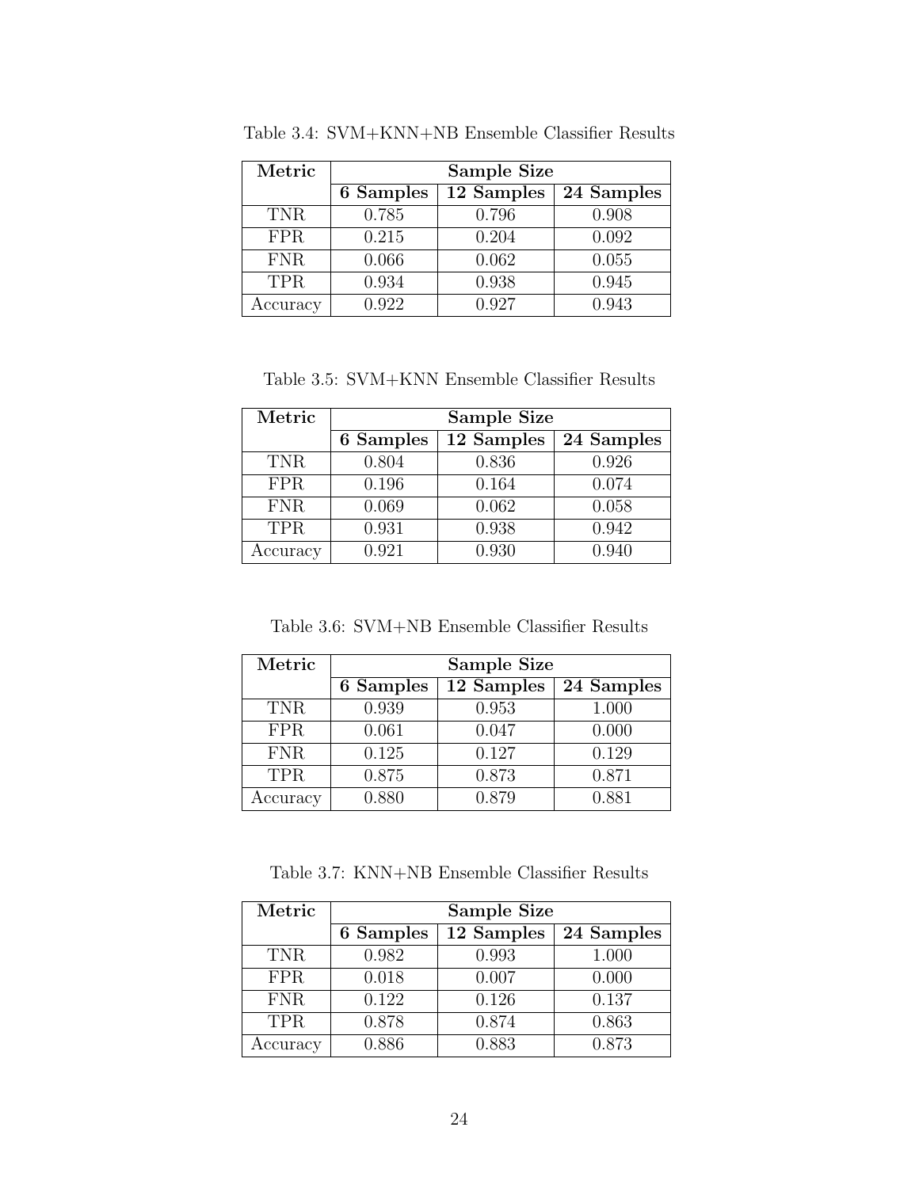Table 3.4: SVM+KNN+NB Ensemble Classifier Results

| **Metric** | **Sample Size** | | |
|---|---|---|---|
| | **6 Samples** | **12 Samples** | **24 Samples** |
| TNR | 0.785 | 0.796 | 0.908 |
| FPR | 0.215 | 0.204 | 0.092 |
| FNR | 0.066 | 0.062 | 0.055 |
| TPR | 0.934 | 0.938 | 0.945 |
| Accuracy | 0.922 | 0.927 | 0.943 |

Table 3.5: SVM+KNN Ensemble Classifier Results

| **Metric** | **Sample Size** | | |
|---|---|---|---|
| | **6 Samples** | **12 Samples** | **24 Samples** |
| TNR | 0.804 | 0.836 | 0.926 |
| FPR | 0.196 | 0.164 | 0.074 |
| FNR | 0.069 | 0.062 | 0.058 |
| TPR | 0.931 | 0.938 | 0.942 |
| Accuracy | 0.921 | 0.930 | 0.940 |

Table 3.6: SVM+NB Ensemble Classifier Results

| **Metric** | **Sample Size** | | |
|---|---|---|---|
| | **6 Samples** | **12 Samples** | **24 Samples** |
| TNR | 0.939 | 0.953 | 1.000 |
| FPR | 0.061 | 0.047 | 0.000 |
| FNR | 0.125 | 0.127 | 0.129 |
| TPR | 0.875 | 0.873 | 0.871 |
| Accuracy | 0.880 | 0.879 | 0.881 |

Table 3.7: KNN+NB Ensemble Classifier Results

| **Metric** | **Sample Size** | | |
|---|---|---|---|
| | **6 Samples** | **12 Samples** | **24 Samples** |
| TNR | 0.982 | 0.993 | 1.000 |
| FPR | 0.018 | 0.007 | 0.000 |
| FNR | 0.122 | 0.126 | 0.137 |
| TPR | 0.878 | 0.874 | 0.863 |
| Accuracy | 0.886 | 0.883 | 0.873 |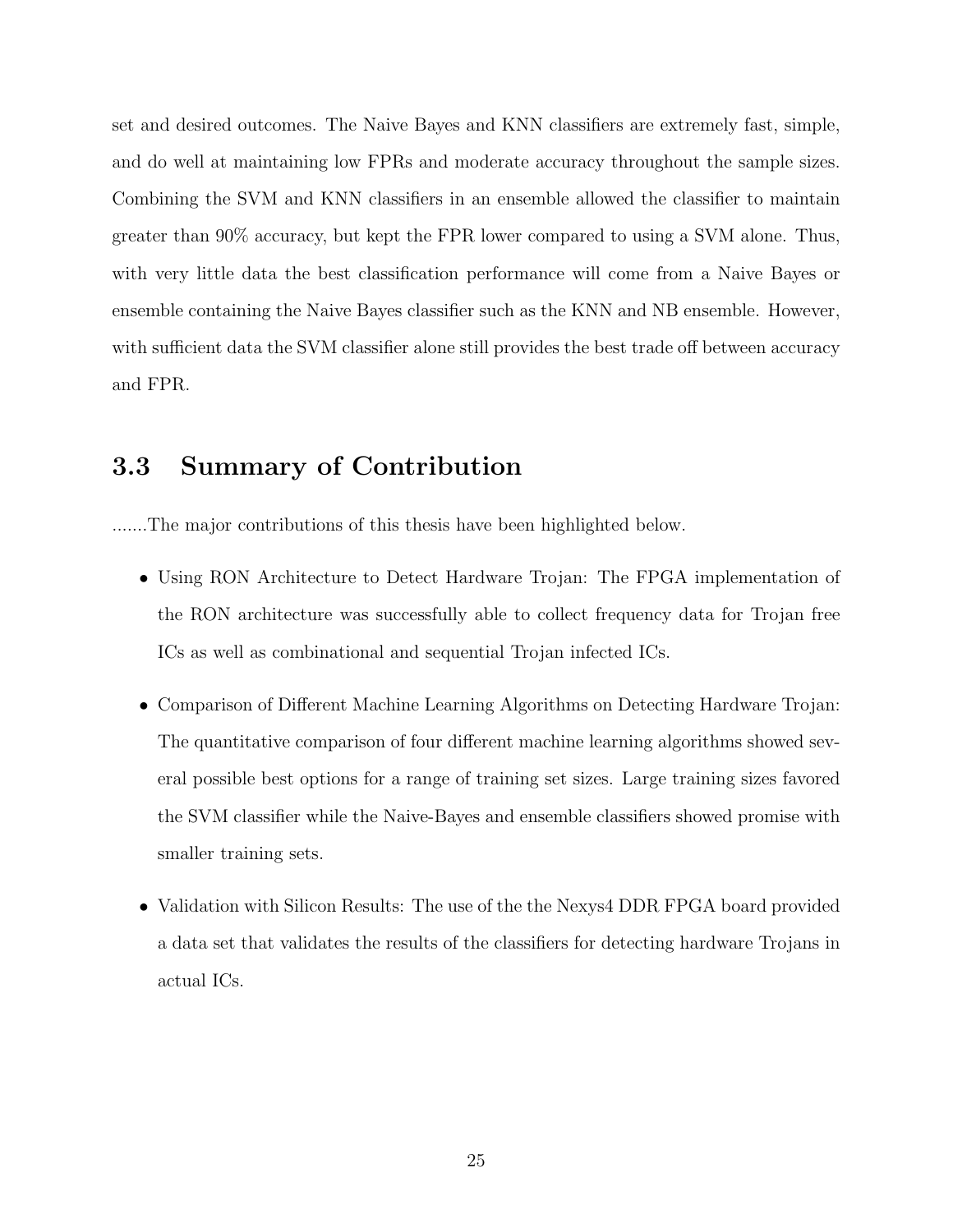set and desired outcomes. The Naive Bayes and KNN classifiers are extremely fast, simple, and do well at maintaining low FPRs and moderate accuracy throughout the sample sizes. Combining the SVM and KNN classifiers in an ensemble allowed the classifier to maintain greater than 90% accuracy, but kept the FPR lower compared to using a SVM alone. Thus, with very little data the best classification performance will come from a Naive Bayes or ensemble containing the Naive Bayes classifier such as the KNN and NB ensemble. However, with sufficient data the SVM classifier alone still provides the best trade off between accuracy and FPR.

## 3.3 Summary of Contribution

.......The major contributions of this thesis have been highlighted below.

- Using RON Architecture to Detect Hardware Trojan: The FPGA implementation of the RON architecture was successfully able to collect frequency data for Trojan free ICs as well as combinational and sequential Trojan infected ICs.

- Comparison of Different Machine Learning Algorithms on Detecting Hardware Trojan: The quantitative comparison of four different machine learning algorithms showed several possible best options for a range of training set sizes. Large training sizes favored the SVM classifier while the Naive-Bayes and ensemble classifiers showed promise with smaller training sets.

- Validation with Silicon Results: The use of the the Nexys4 DDR FPGA board provided a data set that validates the results of the classifiers for detecting hardware Trojans in actual ICs.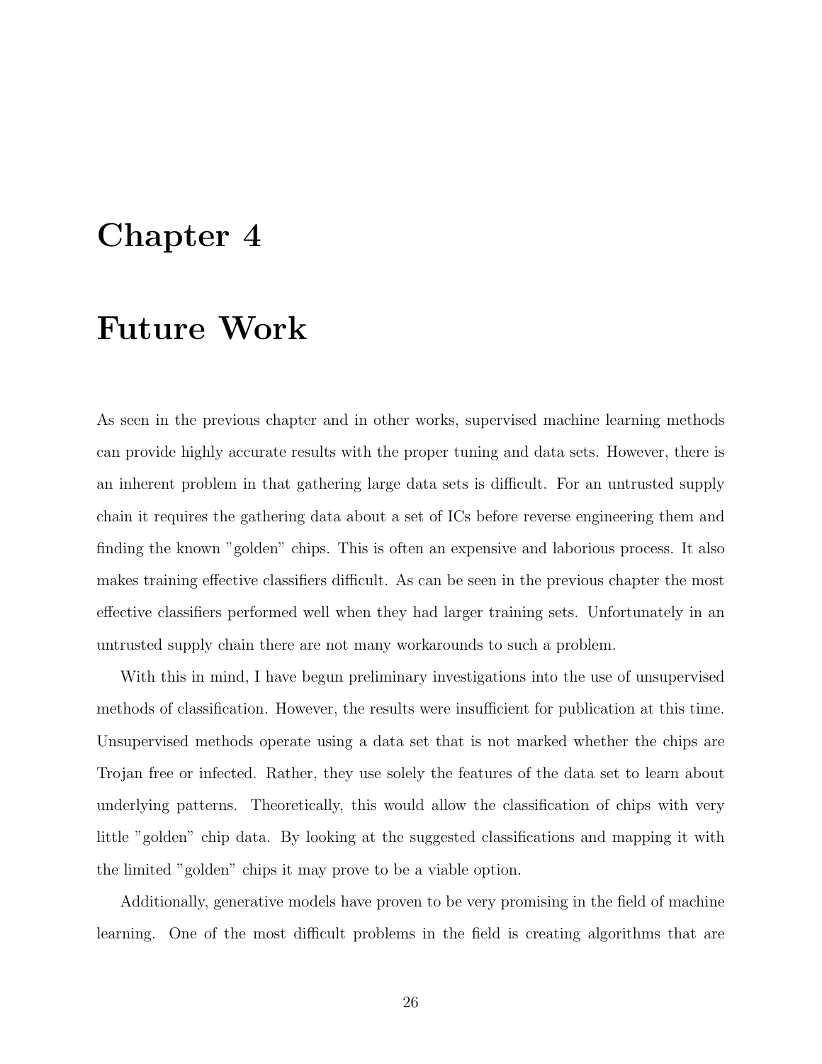# Chapter 4

# Future Work

As seen in the previous chapter and in other works, supervised machine learning methods can provide highly accurate results with the proper tuning and data sets. However, there is an inherent problem in that gathering large data sets is difficult. For an untrusted supply chain it requires the gathering data about a set of ICs before reverse engineering them and finding the known "golden" chips. This is often an expensive and laborious process. It also makes training effective classifiers difficult. As can be seen in the previous chapter the most effective classifiers performed well when they had larger training sets. Unfortunately in an untrusted supply chain there are not many workarounds to such a problem.

With this in mind, I have begun preliminary investigations into the use of unsupervised methods of classification. However, the results were insufficient for publication at this time. Unsupervised methods operate using a data set that is not marked whether the chips are Trojan free or infected. Rather, they use solely the features of the data set to learn about underlying patterns. Theoretically, this would allow the classification of chips with very little "golden" chip data. By looking at the suggested classifications and mapping it with the limited "golden" chips it may prove to be a viable option.

Additionally, generative models have proven to be very promising in the field of machine learning. One of the most difficult problems in the field is creating algorithms that are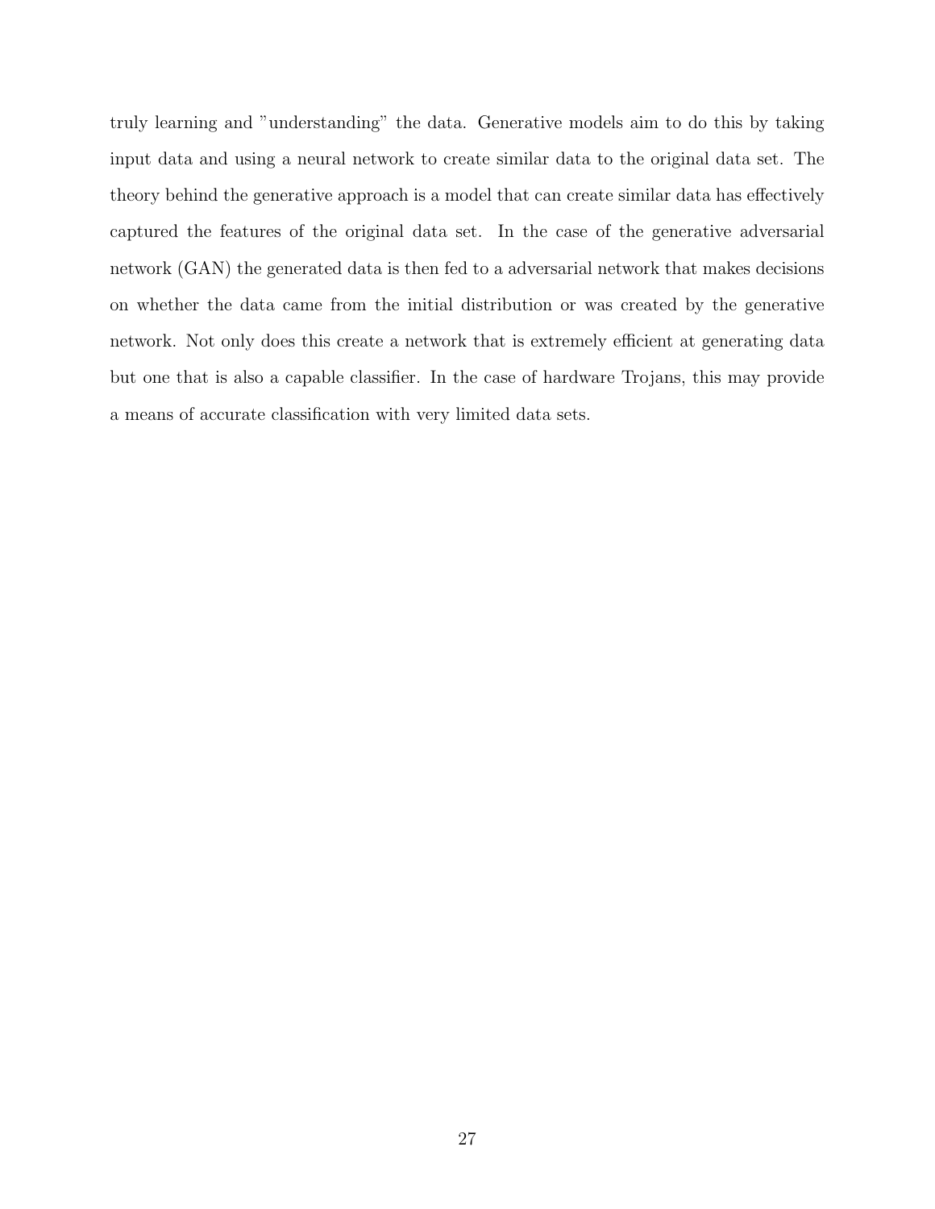truly learning and "understanding" the data. Generative models aim to do this by taking input data and using a neural network to create similar data to the original data set. The theory behind the generative approach is a model that can create similar data has effectively captured the features of the original data set. In the case of the generative adversarial network (GAN) the generated data is then fed to a adversarial network that makes decisions on whether the data came from the initial distribution or was created by the generative network. Not only does this create a network that is extremely efficient at generating data but one that is also a capable classifier. In the case of hardware Trojans, this may provide a means of accurate classification with very limited data sets.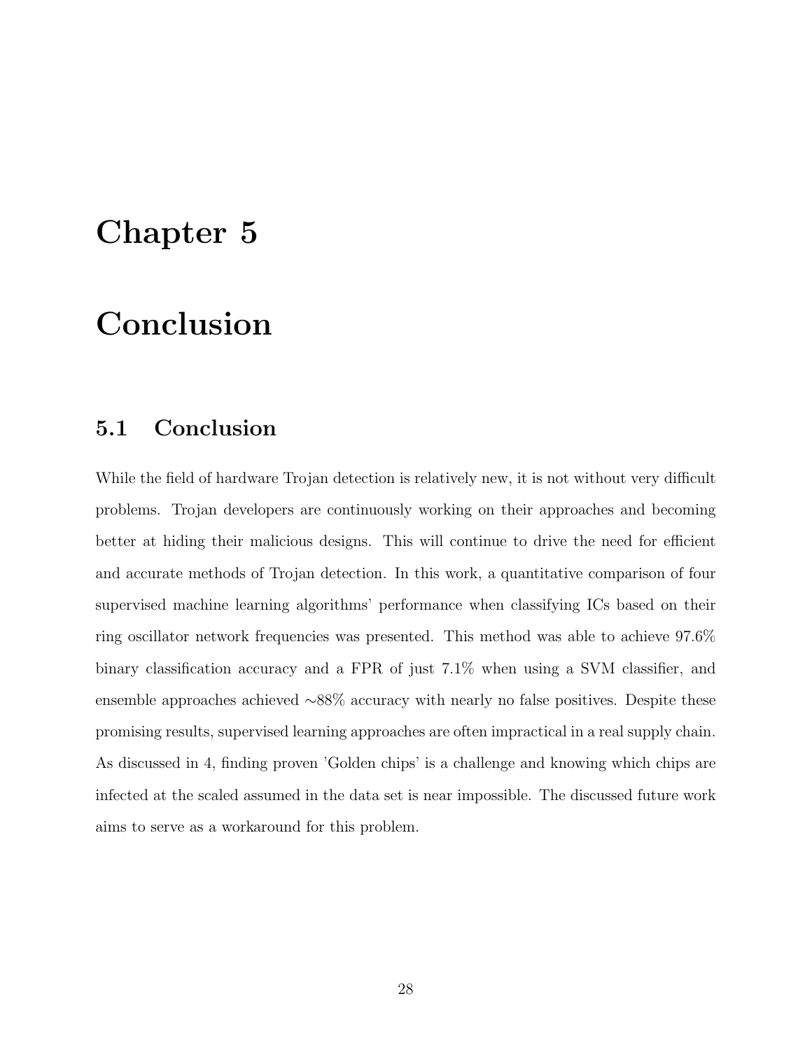# Chapter 5

# Conclusion

## 5.1 Conclusion

While the field of hardware Trojan detection is relatively new, it is not without very difficult problems. Trojan developers are continuously working on their approaches and becoming better at hiding their malicious designs. This will continue to drive the need for efficient and accurate methods of Trojan detection. In this work, a quantitative comparison of four supervised machine learning algorithms' performance when classifying ICs based on their ring oscillator network frequencies was presented. This method was able to achieve 97.6% binary classification accuracy and a FPR of just 7.1% when using a SVM classifier, and ensemble approaches achieved ∼88% accuracy with nearly no false positives. Despite these promising results, supervised learning approaches are often impractical in a real supply chain. As discussed in 4, finding proven 'Golden chips' is a challenge and knowing which chips are infected at the scaled assumed in the data set is near impossible. The discussed future work aims to serve as a workaround for this problem.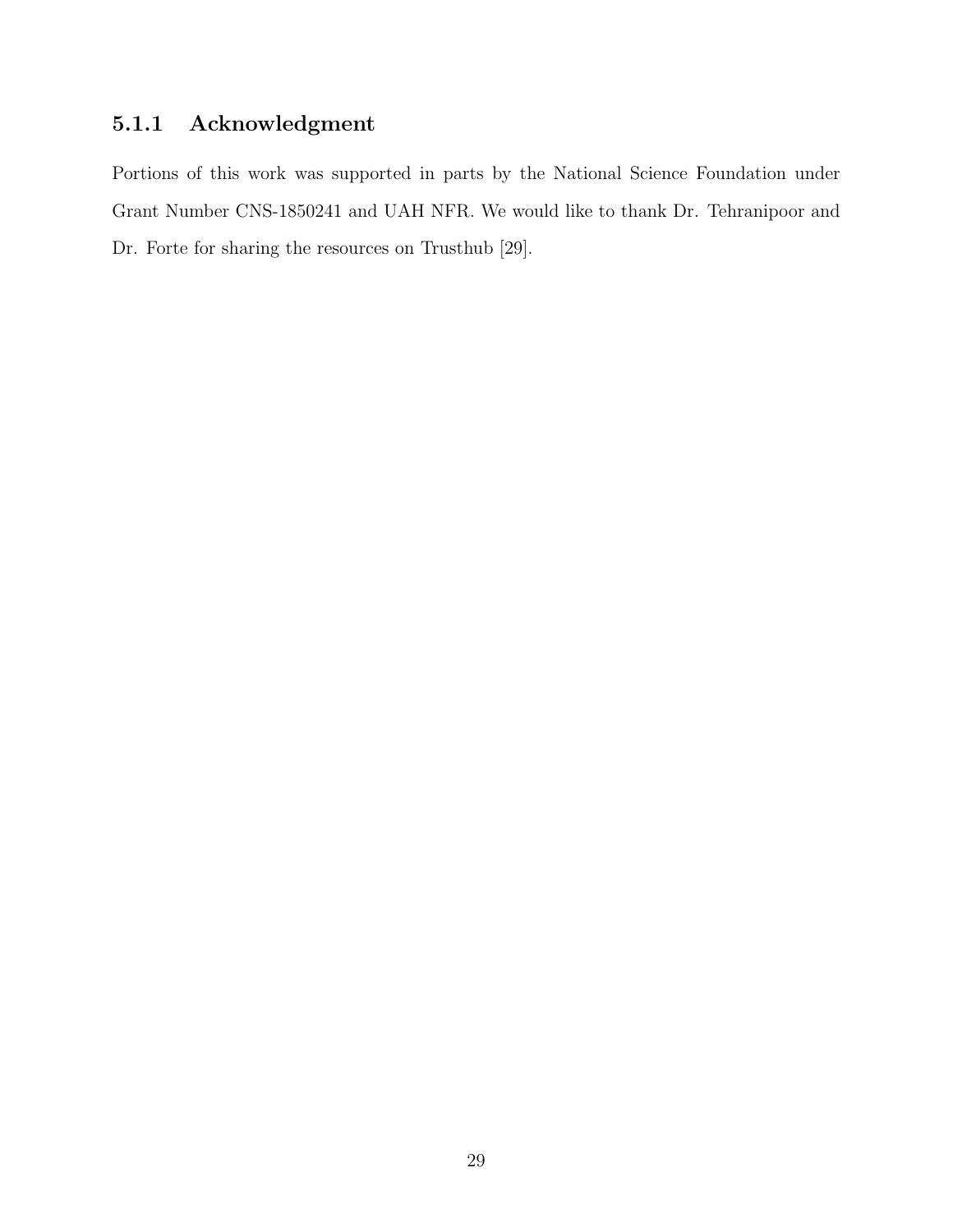### 5.1.1 Acknowledgment

Portions of this work was supported in parts by the National Science Foundation under Grant Number CNS-1850241 and UAH NFR. We would like to thank Dr. Tehranipoor and Dr. Forte for sharing the resources on Trusthub [29].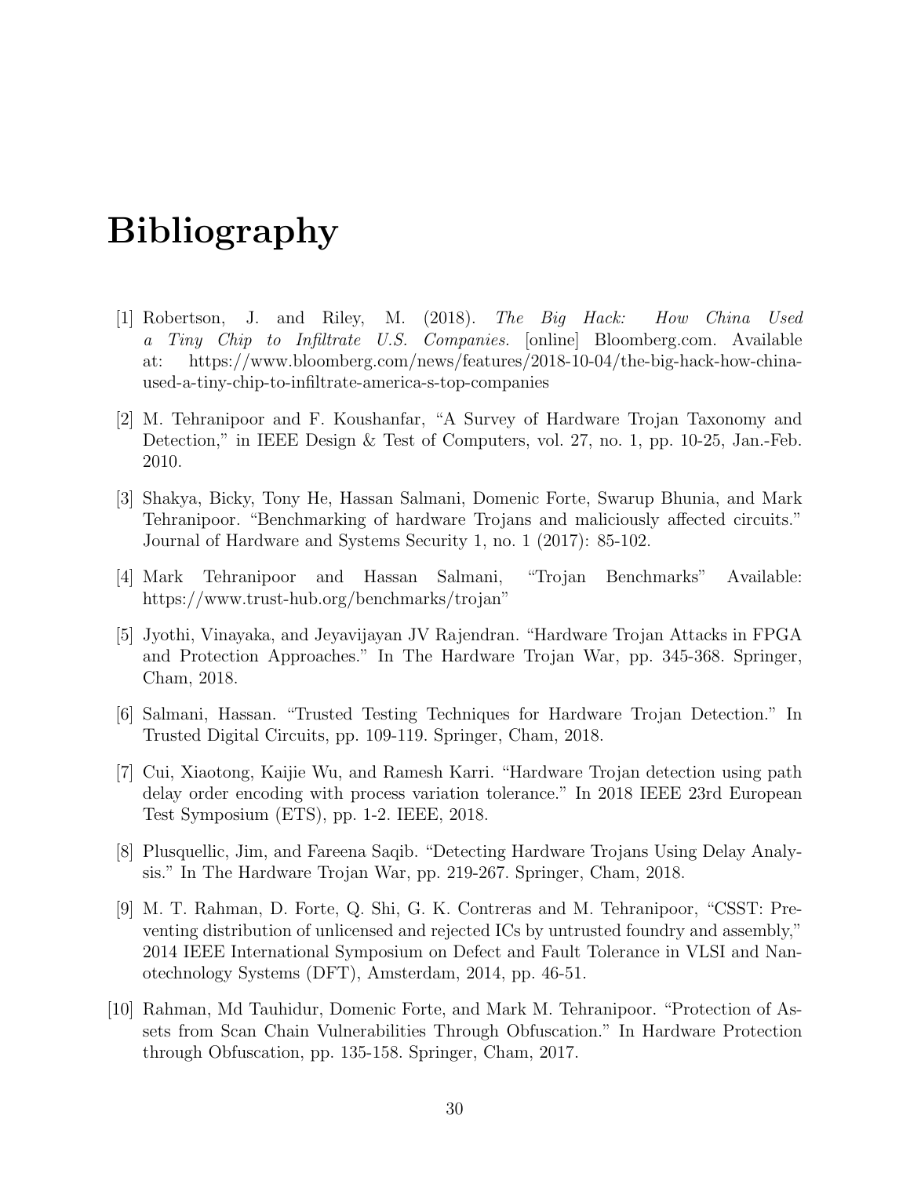# Bibliography

[1] Robertson, J. and Riley, M. (2018). *The Big Hack: How China Used a Tiny Chip to Infiltrate U.S. Companies.* [online] Bloomberg.com. Available at: https://www.bloomberg.com/news/features/2018-10-04/the-big-hack-how-china-used-a-tiny-chip-to-infiltrate-america-s-top-companies

[2] M. Tehranipoor and F. Koushanfar, "A Survey of Hardware Trojan Taxonomy and Detection," in IEEE Design & Test of Computers, vol. 27, no. 1, pp. 10-25, Jan.-Feb. 2010.

[3] Shakya, Bicky, Tony He, Hassan Salmani, Domenic Forte, Swarup Bhunia, and Mark Tehranipoor. "Benchmarking of hardware Trojans and maliciously affected circuits." Journal of Hardware and Systems Security 1, no. 1 (2017): 85-102.

[4] Mark Tehranipoor and Hassan Salmani, "Trojan Benchmarks" Available: https://www.trust-hub.org/benchmarks/trojan"

[5] Jyothi, Vinayaka, and Jeyavijayan JV Rajendran. "Hardware Trojan Attacks in FPGA and Protection Approaches." In The Hardware Trojan War, pp. 345-368. Springer, Cham, 2018.

[6] Salmani, Hassan. "Trusted Testing Techniques for Hardware Trojan Detection." In Trusted Digital Circuits, pp. 109-119. Springer, Cham, 2018.

[7] Cui, Xiaotong, Kaijie Wu, and Ramesh Karri. "Hardware Trojan detection using path delay order encoding with process variation tolerance." In 2018 IEEE 23rd European Test Symposium (ETS), pp. 1-2. IEEE, 2018.

[8] Plusquellic, Jim, and Fareena Saqib. "Detecting Hardware Trojans Using Delay Analysis." In The Hardware Trojan War, pp. 219-267. Springer, Cham, 2018.

[9] M. T. Rahman, D. Forte, Q. Shi, G. K. Contreras and M. Tehranipoor, "CSST: Preventing distribution of unlicensed and rejected ICs by untrusted foundry and assembly," 2014 IEEE International Symposium on Defect and Fault Tolerance in VLSI and Nanotechnology Systems (DFT), Amsterdam, 2014, pp. 46-51.

[10] Rahman, Md Tauhidur, Domenic Forte, and Mark M. Tehranipoor. "Protection of Assets from Scan Chain Vulnerabilities Through Obfuscation." In Hardware Protection through Obfuscation, pp. 135-158. Springer, Cham, 2017.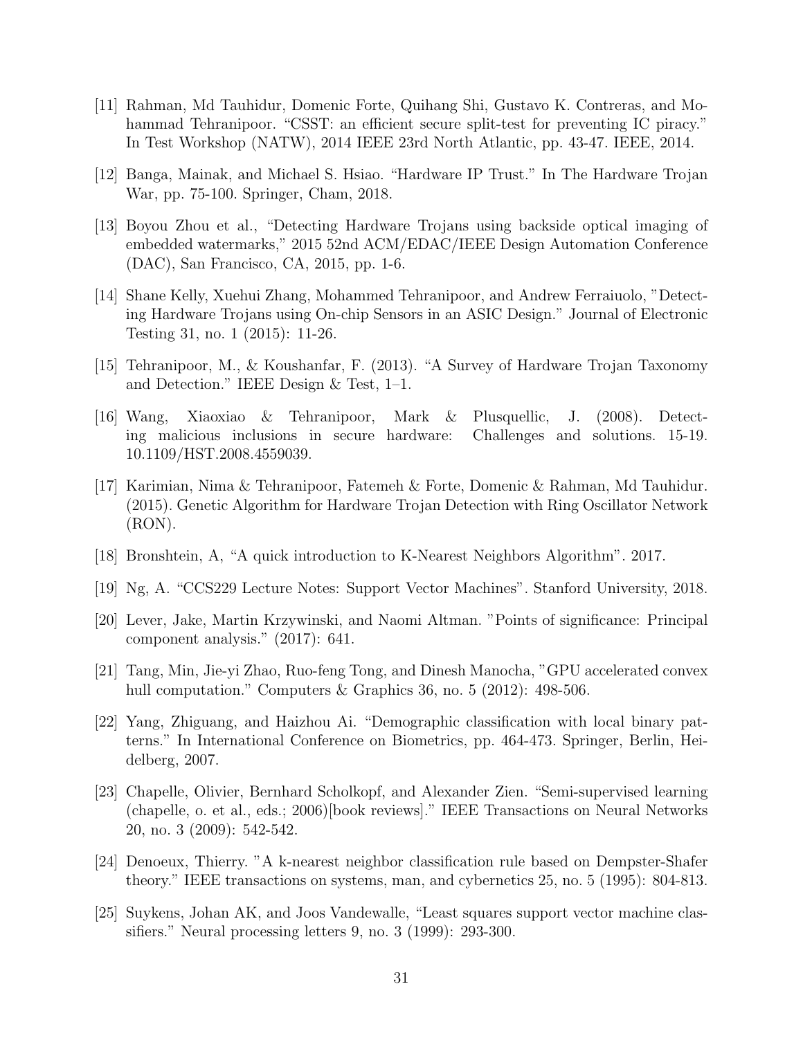[11] Rahman, Md Tauhidur, Domenic Forte, Quihang Shi, Gustavo K. Contreras, and Mohammad Tehranipoor. "CSST: an efficient secure split-test for preventing IC piracy." In Test Workshop (NATW), 2014 IEEE 23rd North Atlantic, pp. 43-47. IEEE, 2014.

[12] Banga, Mainak, and Michael S. Hsiao. "Hardware IP Trust." In The Hardware Trojan War, pp. 75-100. Springer, Cham, 2018.

[13] Boyou Zhou et al., "Detecting Hardware Trojans using backside optical imaging of embedded watermarks," 2015 52nd ACM/EDAC/IEEE Design Automation Conference (DAC), San Francisco, CA, 2015, pp. 1-6.

[14] Shane Kelly, Xuehui Zhang, Mohammed Tehranipoor, and Andrew Ferraiuolo, "Detecting Hardware Trojans using On-chip Sensors in an ASIC Design." Journal of Electronic Testing 31, no. 1 (2015): 11-26.

[15] Tehranipoor, M., & Koushanfar, F. (2013). "A Survey of Hardware Trojan Taxonomy and Detection." IEEE Design & Test, 1–1.

[16] Wang, Xiaoxiao & Tehranipoor, Mark & Plusquellic, J. (2008). Detecting malicious inclusions in secure hardware: Challenges and solutions. 15-19. 10.1109/HST.2008.4559039.

[17] Karimian, Nima & Tehranipoor, Fatemeh & Forte, Domenic & Rahman, Md Tauhidur. (2015). Genetic Algorithm for Hardware Trojan Detection with Ring Oscillator Network (RON).

[18] Bronshtein, A, "A quick introduction to K-Nearest Neighbors Algorithm". 2017.

[19] Ng, A. "CCS229 Lecture Notes: Support Vector Machines". Stanford University, 2018.

[20] Lever, Jake, Martin Krzywinski, and Naomi Altman. "Points of significance: Principal component analysis." (2017): 641.

[21] Tang, Min, Jie-yi Zhao, Ruo-feng Tong, and Dinesh Manocha, "GPU accelerated convex hull computation." Computers & Graphics 36, no. 5 (2012): 498-506.

[22] Yang, Zhiguang, and Haizhou Ai. "Demographic classification with local binary patterns." In International Conference on Biometrics, pp. 464-473. Springer, Berlin, Heidelberg, 2007.

[23] Chapelle, Olivier, Bernhard Scholkopf, and Alexander Zien. "Semi-supervised learning (chapelle, o. et al., eds.; 2006)[book reviews]." IEEE Transactions on Neural Networks 20, no. 3 (2009): 542-542.

[24] Denoeux, Thierry. "A k-nearest neighbor classification rule based on Dempster-Shafer theory." IEEE transactions on systems, man, and cybernetics 25, no. 5 (1995): 804-813.

[25] Suykens, Johan AK, and Joos Vandewalle, "Least squares support vector machine classifiers." Neural processing letters 9, no. 3 (1999): 293-300.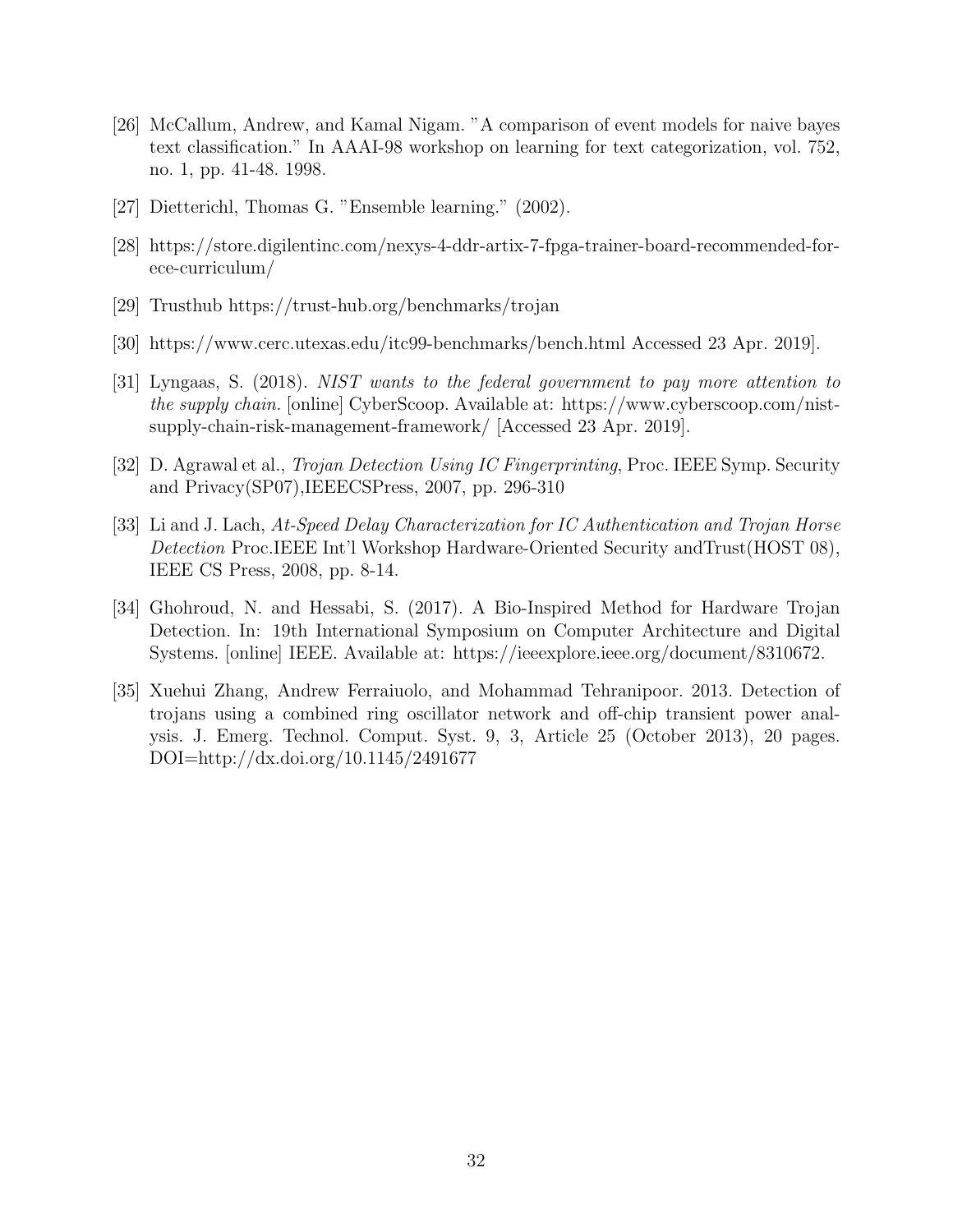[26] McCallum, Andrew, and Kamal Nigam. "A comparison of event models for naive bayes text classification." In AAAI-98 workshop on learning for text categorization, vol. 752, no. 1, pp. 41-48. 1998.

[27] Dietterichl, Thomas G. "Ensemble learning." (2002).

[28] https://store.digilentinc.com/nexys-4-ddr-artix-7-fpga-trainer-board-recommended-for-ece-curriculum/

[29] Trusthub https://trust-hub.org/benchmarks/trojan

[30] https://www.cerc.utexas.edu/itc99-benchmarks/bench.html Accessed 23 Apr. 2019].

[31] Lyngaas, S. (2018). *NIST wants to the federal government to pay more attention to the supply chain.* [online] CyberScoop. Available at: https://www.cyberscoop.com/nist-supply-chain-risk-management-framework/ [Accessed 23 Apr. 2019].

[32] D. Agrawal et al., *Trojan Detection Using IC Fingerprinting*, Proc. IEEE Symp. Security and Privacy(SP07),IEEECSPress, 2007, pp. 296-310

[33] Li and J. Lach, *At-Speed Delay Characterization for IC Authentication and Trojan Horse Detection* Proc.IEEE Int'l Workshop Hardware-Oriented Security andTrust(HOST 08), IEEE CS Press, 2008, pp. 8-14.

[34] Ghohroud, N. and Hessabi, S. (2017). A Bio-Inspired Method for Hardware Trojan Detection. In: 19th International Symposium on Computer Architecture and Digital Systems. [online] IEEE. Available at: https://ieeexplore.ieee.org/document/8310672.

[35] Xuehui Zhang, Andrew Ferraiuolo, and Mohammad Tehranipoor. 2013. Detection of trojans using a combined ring oscillator network and off-chip transient power analysis. J. Emerg. Technol. Comput. Syst. 9, 3, Article 25 (October 2013), 20 pages. DOI=http://dx.doi.org/10.1145/2491677